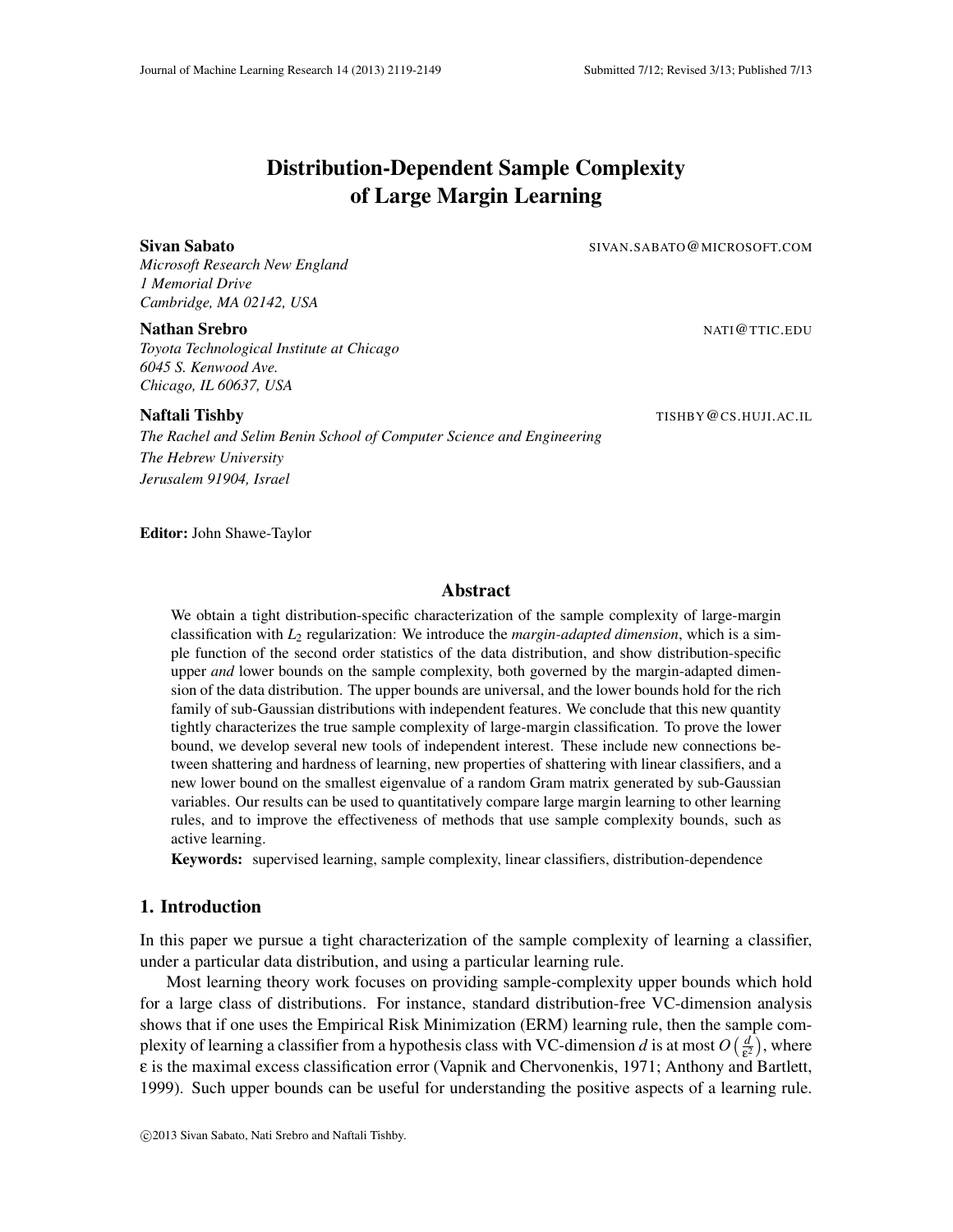# Distribution-Dependent Sample Complexity of Large Margin Learning

**Sivan Sabato** SIVAN.SABATO@MICROSOFT.COM
*Microsoft Research New England*
*1 Memorial Drive*
*Cambridge, MA 02142, USA*

**Nathan Srebro** NATI@TTIC.EDU
*Toyota Technological Institute at Chicago*
*6045 S. Kenwood Ave.*
*Chicago, IL 60637, USA*

**Naftali Tishby** TISHBY@CS.HUJI.AC.IL
*The Rachel and Selim Benin School of Computer Science and Engineering*
*The Hebrew University*
*Jerusalem 91904, Israel*

**Editor:** John Shawe-Taylor

## Abstract

We obtain a tight distribution-specific characterization of the sample complexity of large-margin classification with $L_2$ regularization: We introduce the *margin-adapted dimension*, which is a simple function of the second order statistics of the data distribution, and show distribution-specific upper *and* lower bounds on the sample complexity, both governed by the margin-adapted dimension of the data distribution. The upper bounds are universal, and the lower bounds hold for the rich family of sub-Gaussian distributions with independent features. We conclude that this new quantity tightly characterizes the true sample complexity of large-margin classification. To prove the lower bound, we develop several new tools of independent interest. These include new connections between shattering and hardness of learning, new properties of shattering with linear classifiers, and a new lower bound on the smallest eigenvalue of a random Gram matrix generated by sub-Gaussian variables. Our results can be used to quantitatively compare large margin learning to other learning rules, and to improve the effectiveness of methods that use sample complexity bounds, such as active learning.

**Keywords:** supervised learning, sample complexity, linear classifiers, distribution-dependence

## 1. Introduction

In this paper we pursue a tight characterization of the sample complexity of learning a classifier, under a particular data distribution, and using a particular learning rule.

Most learning theory work focuses on providing sample-complexity upper bounds which hold for a large class of distributions. For instance, standard distribution-free VC-dimension analysis shows that if one uses the Empirical Risk Minimization (ERM) learning rule, then the sample complexity of learning a classifier from a hypothesis class with VC-dimension $d$ is at most $O\left(\frac{d}{\epsilon^2}\right)$, where $\epsilon$ is the maximal excess classification error (Vapnik and Chervonenkis, 1971; Anthony and Bartlett, 1999). Such upper bounds can be useful for understanding the positive aspects of a learning rule.

©2013 Sivan Sabato, Nati Srebro and Naftali Tishby.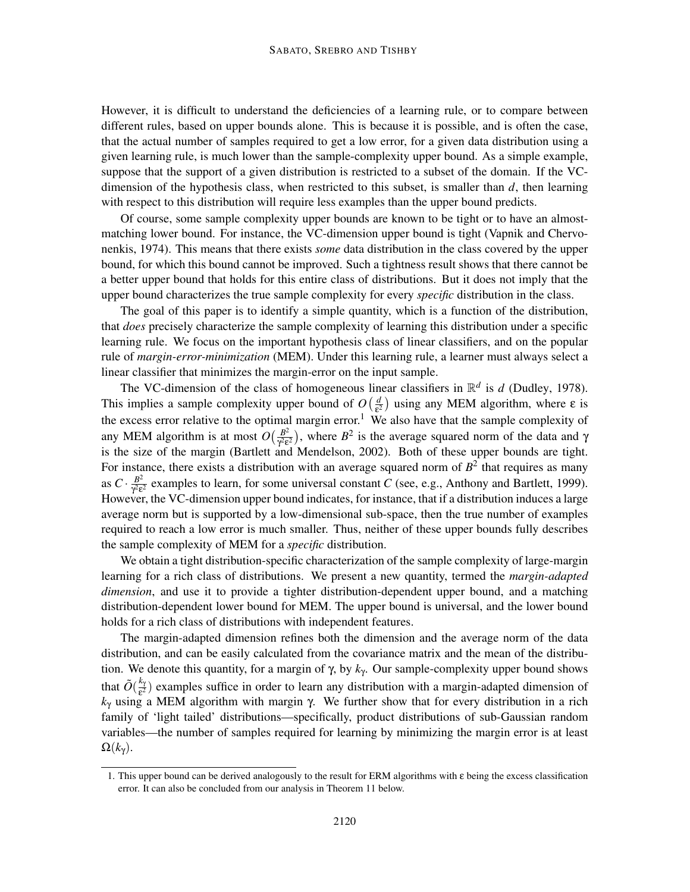However, it is difficult to understand the deficiencies of a learning rule, or to compare between different rules, based on upper bounds alone. This is because it is possible, and is often the case, that the actual number of samples required to get a low error, for a given data distribution using a given learning rule, is much lower than the sample-complexity upper bound. As a simple example, suppose that the support of a given distribution is restricted to a subset of the domain. If the VC-dimension of the hypothesis class, when restricted to this subset, is smaller than $d$, then learning with respect to this distribution will require less examples than the upper bound predicts.

Of course, some sample complexity upper bounds are known to be tight or to have an almost-matching lower bound. For instance, the VC-dimension upper bound is tight (Vapnik and Chervonenkis, 1974). This means that there exists *some* data distribution in the class covered by the upper bound, for which this bound cannot be improved. Such a tightness result shows that there cannot be a better upper bound that holds for this entire class of distributions. But it does not imply that the upper bound characterizes the true sample complexity for every *specific* distribution in the class.

The goal of this paper is to identify a simple quantity, which is a function of the distribution, that *does* precisely characterize the sample complexity of learning this distribution under a specific learning rule. We focus on the important hypothesis class of linear classifiers, and on the popular rule of *margin-error-minimization* (MEM). Under this learning rule, a learner must always select a linear classifier that minimizes the margin-error on the input sample.

The VC-dimension of the class of homogeneous linear classifiers in $\mathbb{R}^d$ is $d$ (Dudley, 1978). This implies a sample complexity upper bound of $O\big(\frac{d}{\epsilon^2}\big)$ using any MEM algorithm, where $\epsilon$ is the excess error relative to the optimal margin error.[1] We also have that the sample complexity of any MEM algorithm is at most $O\big(\frac{B^2}{\gamma^2\epsilon^2}\big)$, where $B^2$ is the average squared norm of the data and $\gamma$ is the size of the margin (Bartlett and Mendelson, 2002). Both of these upper bounds are tight. For instance, there exists a distribution with an average squared norm of $B^2$ that requires as many as $C \cdot \frac{B^2}{\gamma^2\epsilon^2}$ examples to learn, for some universal constant $C$ (see, e.g., Anthony and Bartlett, 1999). However, the VC-dimension upper bound indicates, for instance, that if a distribution induces a large average norm but is supported by a low-dimensional sub-space, then the true number of examples required to reach a low error is much smaller. Thus, neither of these upper bounds fully describes the sample complexity of MEM for a *specific* distribution.

We obtain a tight distribution-specific characterization of the sample complexity of large-margin learning for a rich class of distributions. We present a new quantity, termed the *margin-adapted dimension*, and use it to provide a tighter distribution-dependent upper bound, and a matching distribution-dependent lower bound for MEM. The upper bound is universal, and the lower bound holds for a rich class of distributions with independent features.

The margin-adapted dimension refines both the dimension and the average norm of the data distribution, and can be easily calculated from the covariance matrix and the mean of the distribution. We denote this quantity, for a margin of $\gamma$, by $k_\gamma$. Our sample-complexity upper bound shows that $\tilde{O}(\frac{k_\gamma}{\epsilon^2})$ examples suffice in order to learn any distribution with a margin-adapted dimension of $k_\gamma$ using a MEM algorithm with margin $\gamma$. We further show that for every distribution in a rich family of 'light tailed' distributions—specifically, product distributions of sub-Gaussian random variables—the number of samples required for learning by minimizing the margin error is at least $\Omega(k_\gamma)$.

[1] This upper bound can be derived analogously to the result for ERM algorithms with $\epsilon$ being the excess classification error. It can also be concluded from our analysis in Theorem 11 below.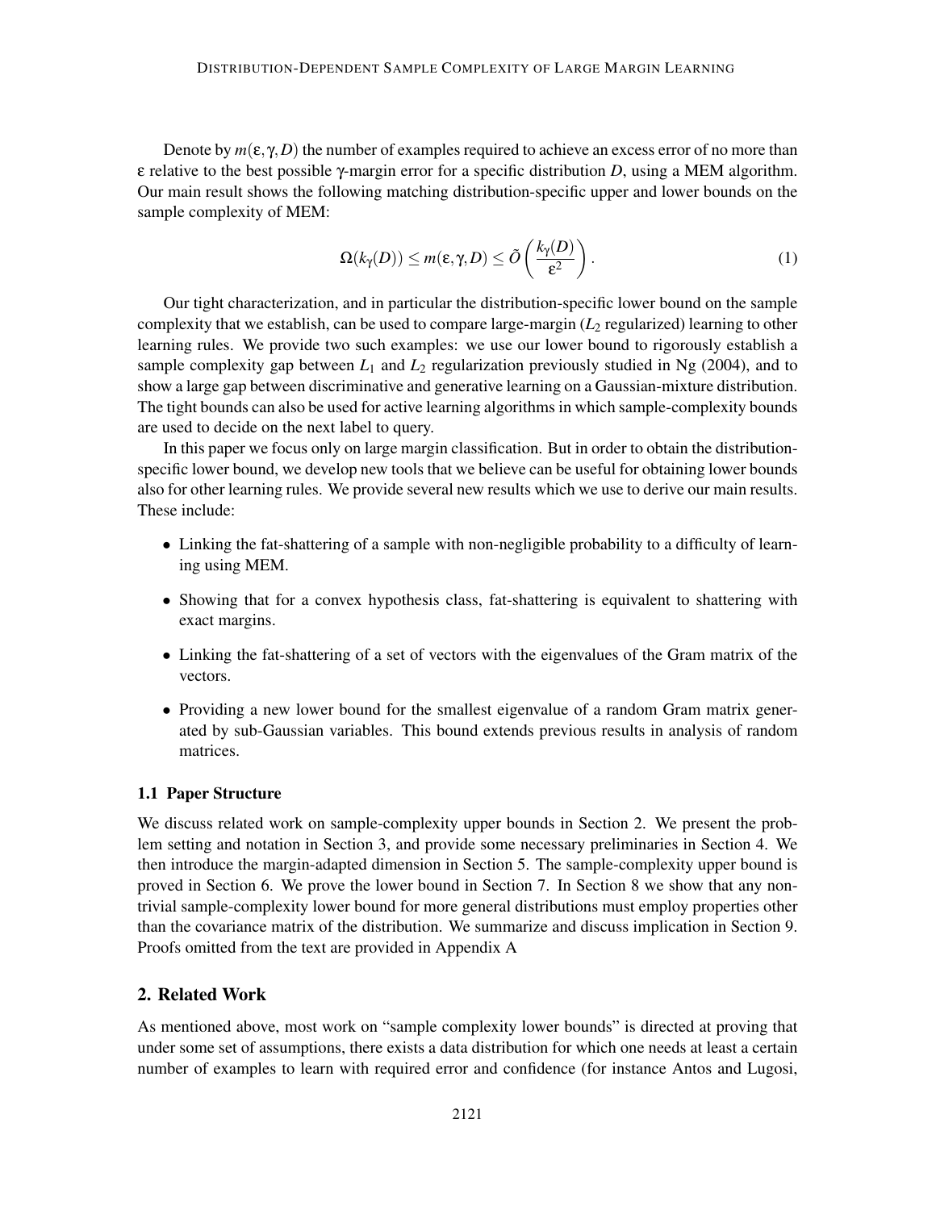Denote by $m(\epsilon, \gamma, D)$ the number of examples required to achieve an excess error of no more than $\epsilon$ relative to the best possible $\gamma$-margin error for a specific distribution $D$, using a MEM algorithm. Our main result shows the following matching distribution-specific upper and lower bounds on the sample complexity of MEM:

$$\Omega(k_\gamma(D)) \le m(\epsilon, \gamma, D) \le \tilde{O}\left(\frac{k_\gamma(D)}{\epsilon^2}\right). \tag{1}$$

Our tight characterization, and in particular the distribution-specific lower bound on the sample complexity that we establish, can be used to compare large-margin ($L_2$ regularized) learning to other learning rules. We provide two such examples: we use our lower bound to rigorously establish a sample complexity gap between $L_1$ and $L_2$ regularization previously studied in Ng (2004), and to show a large gap between discriminative and generative learning on a Gaussian-mixture distribution. The tight bounds can also be used for active learning algorithms in which sample-complexity bounds are used to decide on the next label to query.

In this paper we focus only on large margin classification. But in order to obtain the distribution-specific lower bound, we develop new tools that we believe can be useful for obtaining lower bounds also for other learning rules. We provide several new results which we use to derive our main results. These include:

- Linking the fat-shattering of a sample with non-negligible probability to a difficulty of learning using MEM.
- Showing that for a convex hypothesis class, fat-shattering is equivalent to shattering with exact margins.
- Linking the fat-shattering of a set of vectors with the eigenvalues of the Gram matrix of the vectors.
- Providing a new lower bound for the smallest eigenvalue of a random Gram matrix generated by sub-Gaussian variables. This bound extends previous results in analysis of random matrices.

### 1.1 Paper Structure

We discuss related work on sample-complexity upper bounds in Section 2. We present the problem setting and notation in Section 3, and provide some necessary preliminaries in Section 4. We then introduce the margin-adapted dimension in Section 5. The sample-complexity upper bound is proved in Section 6. We prove the lower bound in Section 7. In Section 8 we show that any non-trivial sample-complexity lower bound for more general distributions must employ properties other than the covariance matrix of the distribution. We summarize and discuss implication in Section 9. Proofs omitted from the text are provided in Appendix A

## 2. Related Work

As mentioned above, most work on "sample complexity lower bounds" is directed at proving that under some set of assumptions, there exists a data distribution for which one needs at least a certain number of examples to learn with required error and confidence (for instance Antos and Lugosi,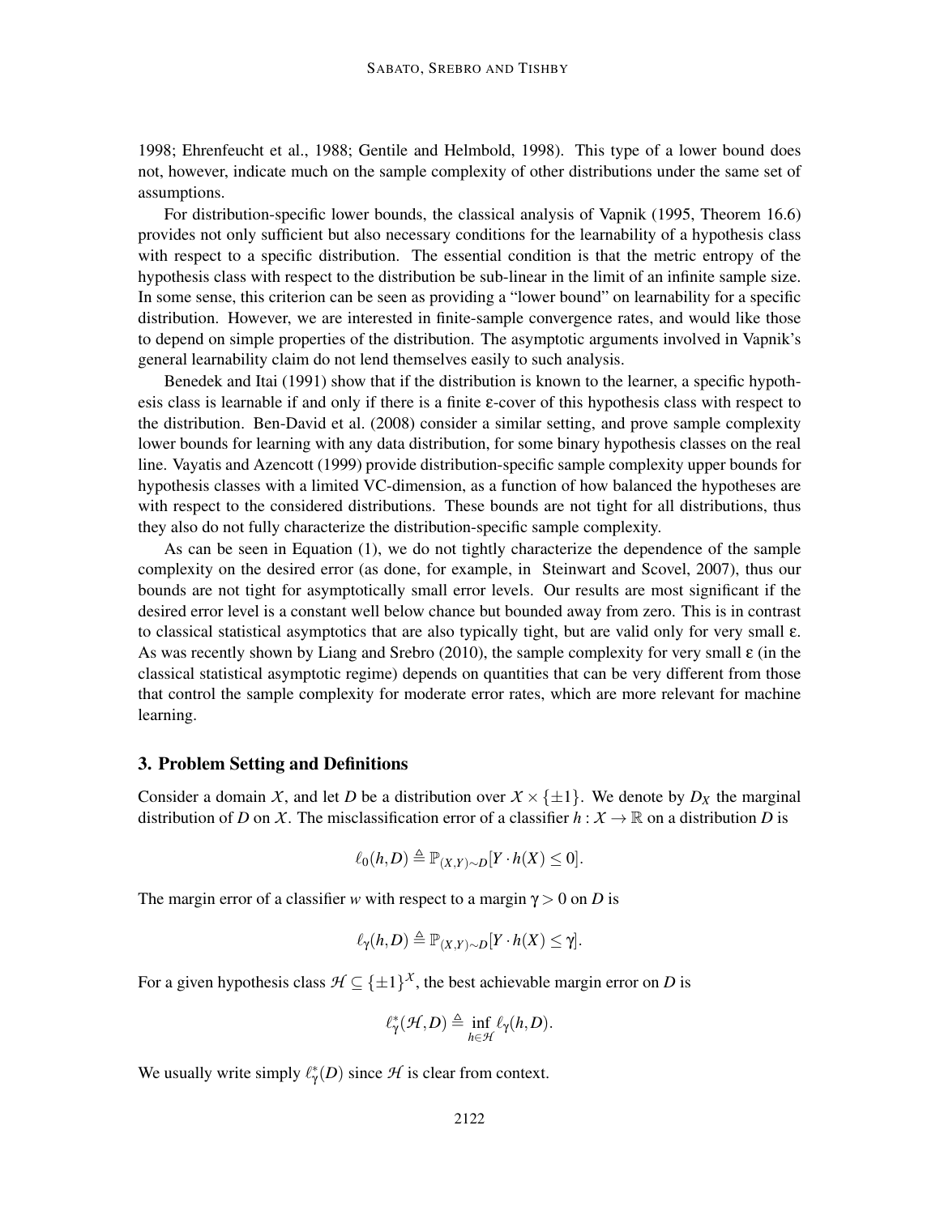1998; Ehrenfeucht et al., 1988; Gentile and Helmbold, 1998). This type of a lower bound does not, however, indicate much on the sample complexity of other distributions under the same set of assumptions.

For distribution-specific lower bounds, the classical analysis of Vapnik (1995, Theorem 16.6) provides not only sufficient but also necessary conditions for the learnability of a hypothesis class with respect to a specific distribution. The essential condition is that the metric entropy of the hypothesis class with respect to the distribution be sub-linear in the limit of an infinite sample size. In some sense, this criterion can be seen as providing a "lower bound" on learnability for a specific distribution. However, we are interested in finite-sample convergence rates, and would like those to depend on simple properties of the distribution. The asymptotic arguments involved in Vapnik's general learnability claim do not lend themselves easily to such analysis.

Benedek and Itai (1991) show that if the distribution is known to the learner, a specific hypothesis class is learnable if and only if there is a finite $\varepsilon$-cover of this hypothesis class with respect to the distribution. Ben-David et al. (2008) consider a similar setting, and prove sample complexity lower bounds for learning with any data distribution, for some binary hypothesis classes on the real line. Vayatis and Azencott (1999) provide distribution-specific sample complexity upper bounds for hypothesis classes with a limited VC-dimension, as a function of how balanced the hypotheses are with respect to the considered distributions. These bounds are not tight for all distributions, thus they also do not fully characterize the distribution-specific sample complexity.

As can be seen in Equation (1), we do not tightly characterize the dependence of the sample complexity on the desired error (as done, for example, in Steinwart and Scovel, 2007), thus our bounds are not tight for asymptotically small error levels. Our results are most significant if the desired error level is a constant well below chance but bounded away from zero. This is in contrast to classical statistical asymptotics that are also typically tight, but are valid only for very small $\varepsilon$. As was recently shown by Liang and Srebro (2010), the sample complexity for very small $\varepsilon$ (in the classical statistical asymptotic regime) depends on quantities that can be very different from those that control the sample complexity for moderate error rates, which are more relevant for machine learning.

## 3. Problem Setting and Definitions

Consider a domain $\mathcal{X}$, and let $D$ be a distribution over $\mathcal{X} \times \{\pm 1\}$. We denote by $D_X$ the marginal distribution of $D$ on $\mathcal{X}$. The misclassification error of a classifier $h : \mathcal{X} \to \mathbb{R}$ on a distribution $D$ is

$$\ell_0(h, D) \triangleq \mathbb{P}_{(X,Y)\sim D}[Y \cdot h(X) \leq 0].$$

The margin error of a classifier $w$ with respect to a margin $\gamma > 0$ on $D$ is

$$\ell_\gamma(h, D) \triangleq \mathbb{P}_{(X,Y)\sim D}[Y \cdot h(X) \leq \gamma].$$

For a given hypothesis class $\mathcal{H} \subseteq \{\pm 1\}^{\mathcal{X}}$, the best achievable margin error on $D$ is

$$\ell^*_\gamma(\mathcal{H}, D) \triangleq \inf_{h \in \mathcal{H}} \ell_\gamma(h, D).$$

We usually write simply $\ell^*_\gamma(D)$ since $\mathcal{H}$ is clear from context.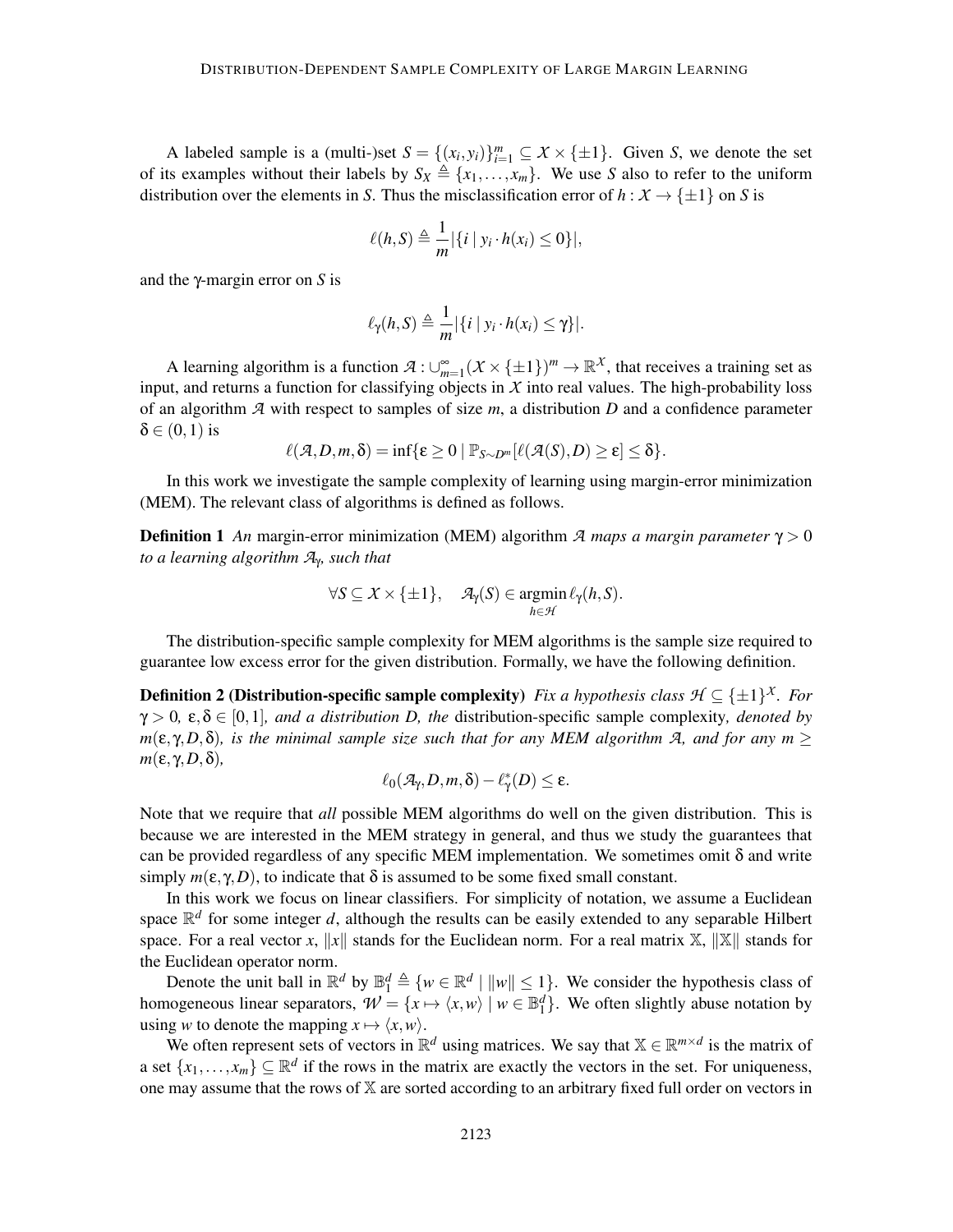A labeled sample is a (multi-)set $S = \{(x_i, y_i)\}_{i=1}^m \subseteq \mathcal{X} \times \{\pm 1\}$. Given $S$, we denote the set of its examples without their labels by $S_X \triangleq \{x_1, \ldots, x_m\}$. We use $S$ also to refer to the uniform distribution over the elements in $S$. Thus the misclassification error of $h : \mathcal{X} \to \{\pm 1\}$ on $S$ is

$$\ell(h, S) \triangleq \frac{1}{m} |\{i \mid y_i \cdot h(x_i) \leq 0\}|,$$

and the $\gamma$-margin error on $S$ is

$$\ell_\gamma(h, S) \triangleq \frac{1}{m} |\{i \mid y_i \cdot h(x_i) \leq \gamma\}|.$$

A learning algorithm is a function $\mathcal{A} : \cup_{m=1}^{\infty} (\mathcal{X} \times \{\pm 1\})^m \to \mathbb{R}^{\mathcal{X}}$, that receives a training set as input, and returns a function for classifying objects in $\mathcal{X}$ into real values. The high-probability loss of an algorithm $\mathcal{A}$ with respect to samples of size $m$, a distribution $D$ and a confidence parameter $\delta \in (0,1)$ is

$$\ell(\mathcal{A}, D, m, \delta) = \inf\{\epsilon \geq 0 \mid \mathbb{P}_{S \sim D^m}[\ell(\mathcal{A}(S), D) \geq \epsilon] \leq \delta\}.$$

In this work we investigate the sample complexity of learning using margin-error minimization (MEM). The relevant class of algorithms is defined as follows.

**Definition 1** *An* margin-error minimization (MEM) algorithm $\mathcal{A}$ *maps a margin parameter* $\gamma > 0$ *to a learning algorithm* $\mathcal{A}_\gamma$*, such that*

$$\forall S \subseteq \mathcal{X} \times \{\pm 1\}, \quad \mathcal{A}_\gamma(S) \in \operatorname*{argmin}_{h \in \mathcal{H}} \ell_\gamma(h, S).$$

The distribution-specific sample complexity for MEM algorithms is the sample size required to guarantee low excess error for the given distribution. Formally, we have the following definition.

**Definition 2 (Distribution-specific sample complexity)** *Fix a hypothesis class* $\mathcal{H} \subseteq \{\pm 1\}^{\mathcal{X}}$*. For* $\gamma > 0$*,* $\epsilon, \delta \in [0,1]$*, and a distribution* $D$*, the* distribution-specific sample complexity*, denoted by* $m(\epsilon, \gamma, D, \delta)$*, is the minimal sample size such that for any MEM algorithm* $\mathcal{A}$*, and for any* $m \geq m(\epsilon, \gamma, D, \delta)$*,*

$$\ell_0(\mathcal{A}_\gamma, D, m, \delta) - \ell_\gamma^*(D) \leq \epsilon.$$

Note that we require that *all* possible MEM algorithms do well on the given distribution. This is because we are interested in the MEM strategy in general, and thus we study the guarantees that can be provided regardless of any specific MEM implementation. We sometimes omit $\delta$ and write simply $m(\epsilon, \gamma, D)$, to indicate that $\delta$ is assumed to be some fixed small constant.

In this work we focus on linear classifiers. For simplicity of notation, we assume a Euclidean space $\mathbb{R}^d$ for some integer $d$, although the results can be easily extended to any separable Hilbert space. For a real vector $x$, $\|x\|$ stands for the Euclidean norm. For a real matrix $\mathbb{X}$, $\|\mathbb{X}\|$ stands for the Euclidean operator norm.

Denote the unit ball in $\mathbb{R}^d$ by $\mathbb{B}_1^d \triangleq \{w \in \mathbb{R}^d \mid \|w\| \leq 1\}$. We consider the hypothesis class of homogeneous linear separators, $\mathcal{W} = \{x \mapsto \langle x, w \rangle \mid w \in \mathbb{B}_1^d\}$. We often slightly abuse notation by using $w$ to denote the mapping $x \mapsto \langle x, w \rangle$.

We often represent sets of vectors in $\mathbb{R}^d$ using matrices. We say that $\mathbb{X} \in \mathbb{R}^{m \times d}$ is the matrix of a set $\{x_1, \ldots, x_m\} \subseteq \mathbb{R}^d$ if the rows in the matrix are exactly the vectors in the set. For uniqueness, one may assume that the rows of $\mathbb{X}$ are sorted according to an arbitrary fixed full order on vectors in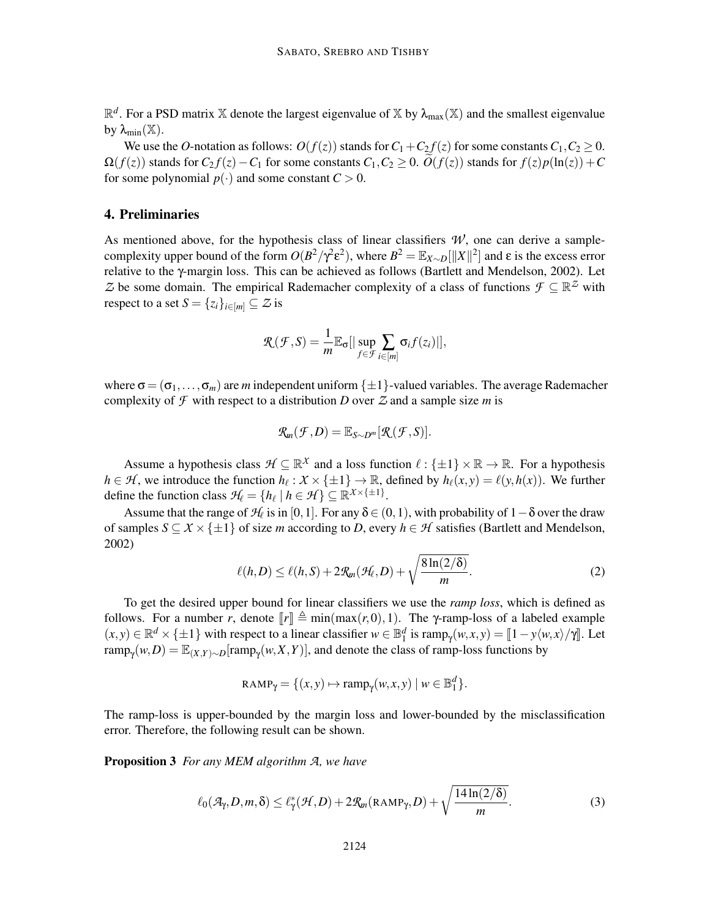$\mathbb{R}^d$. For a PSD matrix $\mathbb{X}$ denote the largest eigenvalue of $\mathbb{X}$ by $\lambda_{\max}(\mathbb{X})$ and the smallest eigenvalue by $\lambda_{\min}(\mathbb{X})$.

We use the $O$-notation as follows: $O(f(z))$ stands for $C_1 + C_2 f(z)$ for some constants $C_1, C_2 \geq 0$. $\Omega(f(z))$ stands for $C_2 f(z) - C_1$ for some constants $C_1, C_2 \geq 0$. $\tilde{O}(f(z))$ stands for $f(z)p(\ln(z)) + C$ for some polynomial $p(\cdot)$ and some constant $C > 0$.

## 4. Preliminaries

As mentioned above, for the hypothesis class of linear classifiers $\mathcal{W}$, one can derive a sample-complexity upper bound of the form $O(B^2/\gamma^2\varepsilon^2)$, where $B^2 = \mathbb{E}_{X\sim D}[\|X\|^2]$ and $\varepsilon$ is the excess error relative to the $\gamma$-margin loss. This can be achieved as follows (Bartlett and Mendelson, 2002). Let $\mathcal{Z}$ be some domain. The empirical Rademacher complexity of a class of functions $\mathcal{F} \subseteq \mathbb{R}^{\mathcal{Z}}$ with respect to a set $S = \{z_i\}_{i\in[m]} \subseteq \mathcal{Z}$ is

$$\mathcal{R}(\mathcal{F}, S) = \frac{1}{m}\mathbb{E}_\sigma[|\sup_{f\in\mathcal{F}} \sum_{i\in[m]} \sigma_i f(z_i)|],$$

where $\sigma = (\sigma_1, \ldots, \sigma_m)$ are $m$ independent uniform $\{\pm 1\}$-valued variables. The average Rademacher complexity of $\mathcal{F}$ with respect to a distribution $D$ over $\mathcal{Z}$ and a sample size $m$ is

$$\mathcal{R}_m(\mathcal{F}, D) = \mathbb{E}_{S\sim D^m}[\mathcal{R}(\mathcal{F}, S)].$$

Assume a hypothesis class $\mathcal{H} \subseteq \mathbb{R}^{\mathcal{X}}$ and a loss function $\ell : \{\pm 1\} \times \mathbb{R} \to \mathbb{R}$. For a hypothesis $h \in \mathcal{H}$, we introduce the function $h_\ell : \mathcal{X} \times \{\pm 1\} \to \mathbb{R}$, defined by $h_\ell(x, y) = \ell(y, h(x))$. We further define the function class $\mathcal{H}_\ell = \{h_\ell \mid h \in \mathcal{H}\} \subseteq \mathbb{R}^{\mathcal{X}\times\{\pm 1\}}$.

Assume that the range of $\mathcal{H}_\ell$ is in $[0, 1]$. For any $\delta \in (0, 1)$, with probability of $1 - \delta$ over the draw of samples $S \subseteq \mathcal{X} \times \{\pm 1\}$ of size $m$ according to $D$, every $h \in \mathcal{H}$ satisfies (Bartlett and Mendelson, 2002)

$$\ell(h, D) \leq \ell(h, S) + 2\mathcal{R}_m(\mathcal{H}_\ell, D) + \sqrt{\frac{8\ln(2/\delta)}{m}}. \tag{2}$$

To get the desired upper bound for linear classifiers we use the *ramp loss*, which is defined as follows. For a number $r$, denote $[\![r]\!] \triangleq \min(\max(r, 0), 1)$. The $\gamma$-ramp-loss of a labeled example $(x, y) \in \mathbb{R}^d \times \{\pm 1\}$ with respect to a linear classifier $w \in \mathbb{B}_1^d$ is $\text{ramp}_\gamma(w, x, y) = [\![1 - y\langle w, x\rangle/\gamma]\!]$. Let $\text{ramp}_\gamma(w, D) = \mathbb{E}_{(X,Y)\sim D}[\text{ramp}_\gamma(w, X, Y)]$, and denote the class of ramp-loss functions by

$$\text{RAMP}_\gamma = \{(x, y) \mapsto \text{ramp}_\gamma(w, x, y) \mid w \in \mathbb{B}_1^d\}.$$

The ramp-loss is upper-bounded by the margin loss and lower-bounded by the misclassification error. Therefore, the following result can be shown.

**Proposition 3** *For any MEM algorithm $\mathcal{A}$, we have*

$$\ell_0(\mathcal{A}_\gamma, D, m, \delta) \leq \ell_\gamma^*(\mathcal{H}, D) + 2\mathcal{R}_m(\text{RAMP}_\gamma, D) + \sqrt{\frac{14\ln(2/\delta)}{m}}. \tag{3}$$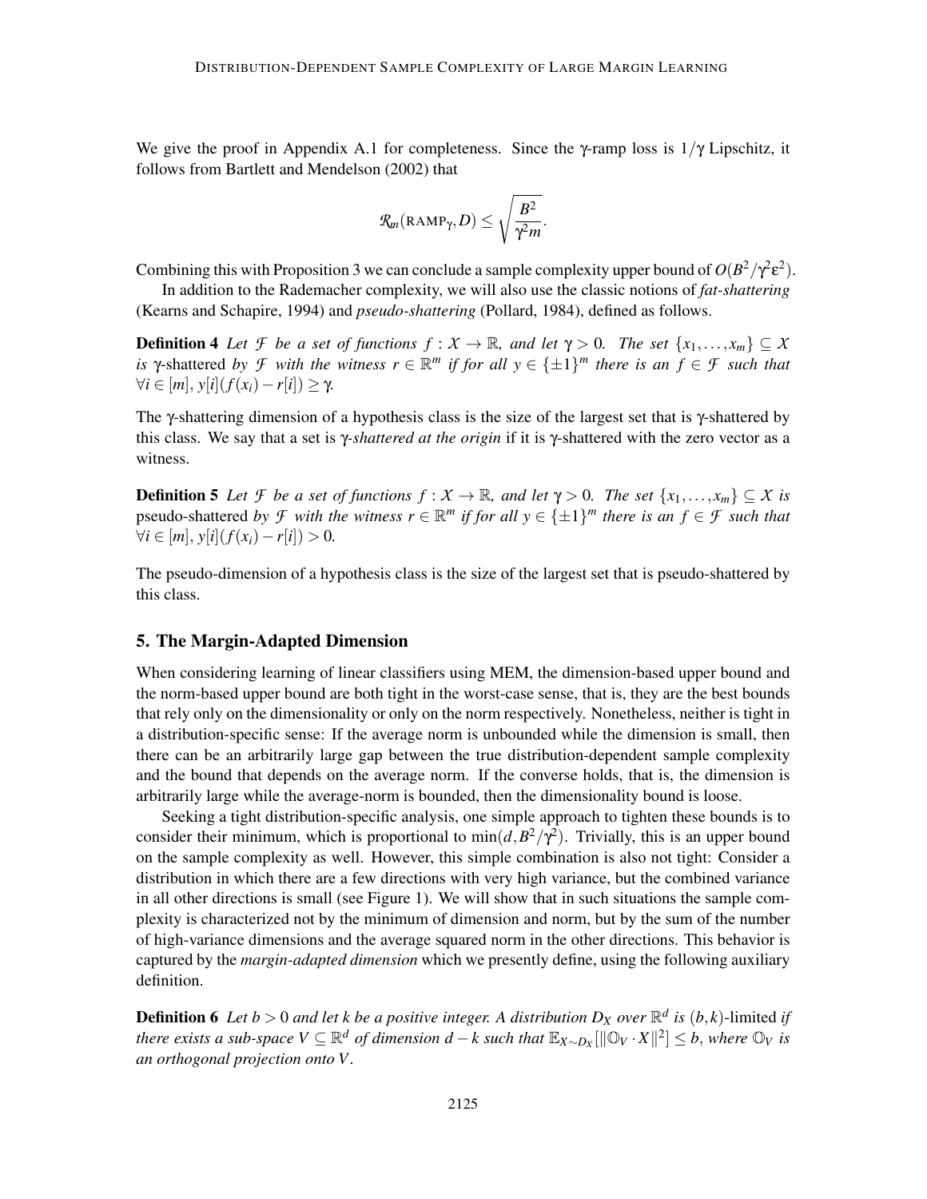We give the proof in Appendix A.1 for completeness. Since the $\gamma$-ramp loss is $1/\gamma$ Lipschitz, it follows from Bartlett and Mendelson (2002) that

$$\mathcal{R}_m(\text{RAMP}_\gamma, D) \leq \sqrt{\frac{B^2}{\gamma^2 m}}.$$

Combining this with Proposition 3 we can conclude a sample complexity upper bound of $O(B^2/\gamma^2\epsilon^2)$.

In addition to the Rademacher complexity, we will also use the classic notions of *fat-shattering* (Kearns and Schapire, 1994) and *pseudo-shattering* (Pollard, 1984), defined as follows.

**Definition 4** *Let $\mathcal{F}$ be a set of functions $f : \mathcal{X} \to \mathbb{R}$, and let $\gamma > 0$. The set $\{x_1, \ldots, x_m\} \subseteq \mathcal{X}$ is* $\gamma$-shattered *by $\mathcal{F}$ with the witness $r \in \mathbb{R}^m$ if for all $y \in \{\pm 1\}^m$ there is an $f \in \mathcal{F}$ such that $\forall i \in [m]$, $y[i](f(x_i) - r[i]) \geq \gamma$.*

The $\gamma$-shattering dimension of a hypothesis class is the size of the largest set that is $\gamma$-shattered by this class. We say that a set is *$\gamma$-shattered at the origin* if it is $\gamma$-shattered with the zero vector as a witness.

**Definition 5** *Let $\mathcal{F}$ be a set of functions $f : \mathcal{X} \to \mathbb{R}$, and let $\gamma > 0$. The set $\{x_1, \ldots, x_m\} \subseteq \mathcal{X}$ is* pseudo-shattered *by $\mathcal{F}$ with the witness $r \in \mathbb{R}^m$ if for all $y \in \{\pm 1\}^m$ there is an $f \in \mathcal{F}$ such that $\forall i \in [m]$, $y[i](f(x_i) - r[i]) > 0$.*

The pseudo-dimension of a hypothesis class is the size of the largest set that is pseudo-shattered by this class.

## 5. The Margin-Adapted Dimension

When considering learning of linear classifiers using MEM, the dimension-based upper bound and the norm-based upper bound are both tight in the worst-case sense, that is, they are the best bounds that rely only on the dimensionality or only on the norm respectively. Nonetheless, neither is tight in a distribution-specific sense: If the average norm is unbounded while the dimension is small, then there can be an arbitrarily large gap between the true distribution-dependent sample complexity and the bound that depends on the average norm. If the converse holds, that is, the dimension is arbitrarily large while the average-norm is bounded, then the dimensionality bound is loose.

Seeking a tight distribution-specific analysis, one simple approach to tighten these bounds is to consider their minimum, which is proportional to $\min(d, B^2/\gamma^2)$. Trivially, this is an upper bound on the sample complexity as well. However, this simple combination is also not tight: Consider a distribution in which there are a few directions with very high variance, but the combined variance in all other directions is small (see Figure 1). We will show that in such situations the sample complexity is characterized not by the minimum of dimension and norm, but by the sum of the number of high-variance dimensions and the average squared norm in the other directions. This behavior is captured by the *margin-adapted dimension* which we presently define, using the following auxiliary definition.

**Definition 6** *Let $b > 0$ and let $k$ be a positive integer. A distribution $D_X$ over $\mathbb{R}^d$ is $(b,k)$-*limited *if there exists a sub-space $V \subseteq \mathbb{R}^d$ of dimension $d - k$ such that $\mathbb{E}_{X \sim D_X}[\|\mathbb{O}_V \cdot X\|^2] \leq b$, where $\mathbb{O}_V$ is an orthogonal projection onto $V$.*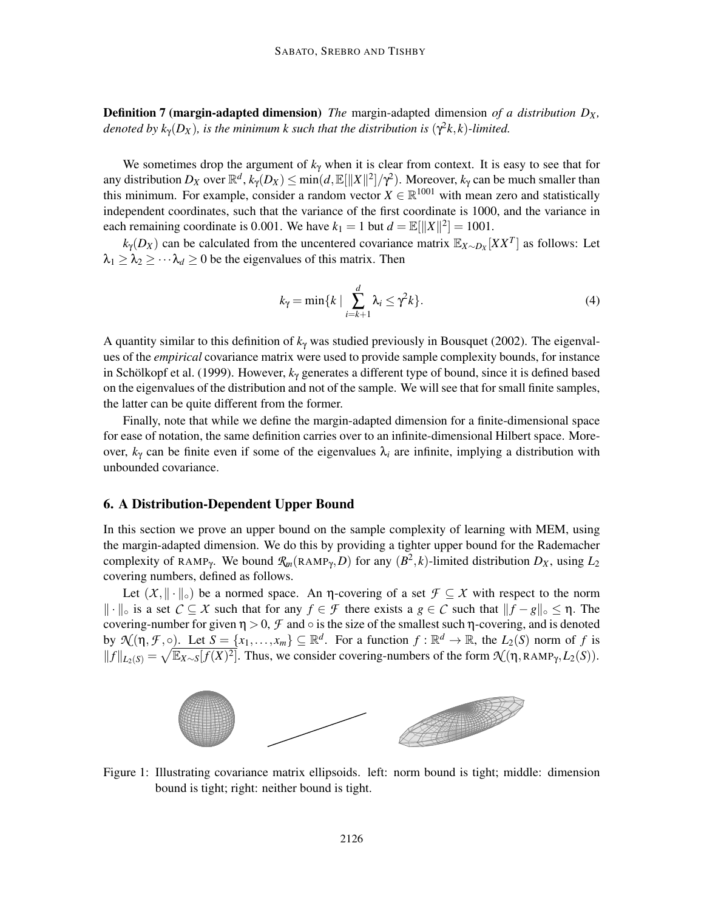**Definition 7 (margin-adapted dimension)** *The* margin-adapted dimension *of a distribution $D_X$, denoted by $k_\gamma(D_X)$, is the minimum $k$ such that the distribution is $(\gamma^2 k, k)$-limited.*

We sometimes drop the argument of $k_\gamma$ when it is clear from context. It is easy to see that for any distribution $D_X$ over $\mathbb{R}^d$, $k_\gamma(D_X) \leq \min(d, \mathbb{E}[\|X\|^2]/\gamma^2)$. Moreover, $k_\gamma$ can be much smaller than this minimum. For example, consider a random vector $X \in \mathbb{R}^{1001}$ with mean zero and statistically independent coordinates, such that the variance of the first coordinate is 1000, and the variance in each remaining coordinate is 0.001. We have $k_1 = 1$ but $d = \mathbb{E}[\|X\|^2] = 1001$.

$k_\gamma(D_X)$ can be calculated from the uncentered covariance matrix $\mathbb{E}_{X \sim D_X}[XX^T]$ as follows: Let $\lambda_1 \geq \lambda_2 \geq \cdots \lambda_d \geq 0$ be the eigenvalues of this matrix. Then

$$k_\gamma = \min\{k \mid \sum_{i=k+1}^{d} \lambda_i \leq \gamma^2 k\}. \tag{4}$$

A quantity similar to this definition of $k_\gamma$ was studied previously in Bousquet (2002). The eigenvalues of the *empirical* covariance matrix were used to provide sample complexity bounds, for instance in Schölkopf et al. (1999). However, $k_\gamma$ generates a different type of bound, since it is defined based on the eigenvalues of the distribution and not of the sample. We will see that for small finite samples, the latter can be quite different from the former.

Finally, note that while we define the margin-adapted dimension for a finite-dimensional space for ease of notation, the same definition carries over to an infinite-dimensional Hilbert space. Moreover, $k_\gamma$ can be finite even if some of the eigenvalues $\lambda_i$ are infinite, implying a distribution with unbounded covariance.

## 6. A Distribution-Dependent Upper Bound

In this section we prove an upper bound on the sample complexity of learning with MEM, using the margin-adapted dimension. We do this by providing a tighter upper bound for the Rademacher complexity of RAMP$_\gamma$. We bound $\mathcal{R}_m(\text{RAMP}_\gamma, D)$ for any $(B^2, k)$-limited distribution $D_X$, using $L_2$ covering numbers, defined as follows.

Let $(\mathcal{X}, \|\cdot\|_\circ)$ be a normed space. An $\eta$-covering of a set $\mathcal{F} \subseteq \mathcal{X}$ with respect to the norm $\|\cdot\|_\circ$ is a set $\mathcal{C} \subseteq \mathcal{X}$ such that for any $f \in \mathcal{F}$ there exists a $g \in \mathcal{C}$ such that $\|f - g\|_\circ \leq \eta$. The covering-number for given $\eta > 0$, $\mathcal{F}$ and $\circ$ is the size of the smallest such $\eta$-covering, and is denoted by $\mathcal{N}(\eta, \mathcal{F}, \circ)$. Let $S = \{x_1, \ldots, x_m\} \subseteq \mathbb{R}^d$. For a function $f : \mathbb{R}^d \to \mathbb{R}$, the $L_2(S)$ norm of $f$ is $\|f\|_{L_2(S)} = \sqrt{\mathbb{E}_{X \sim S}[f(X)^2]}$. Thus, we consider covering-numbers of the form $\mathcal{N}(\eta, \text{RAMP}_\gamma, L_2(S))$.

Figure 1: Illustrating covariance matrix ellipsoids. left: norm bound is tight; middle: dimension bound is tight; right: neither bound is tight.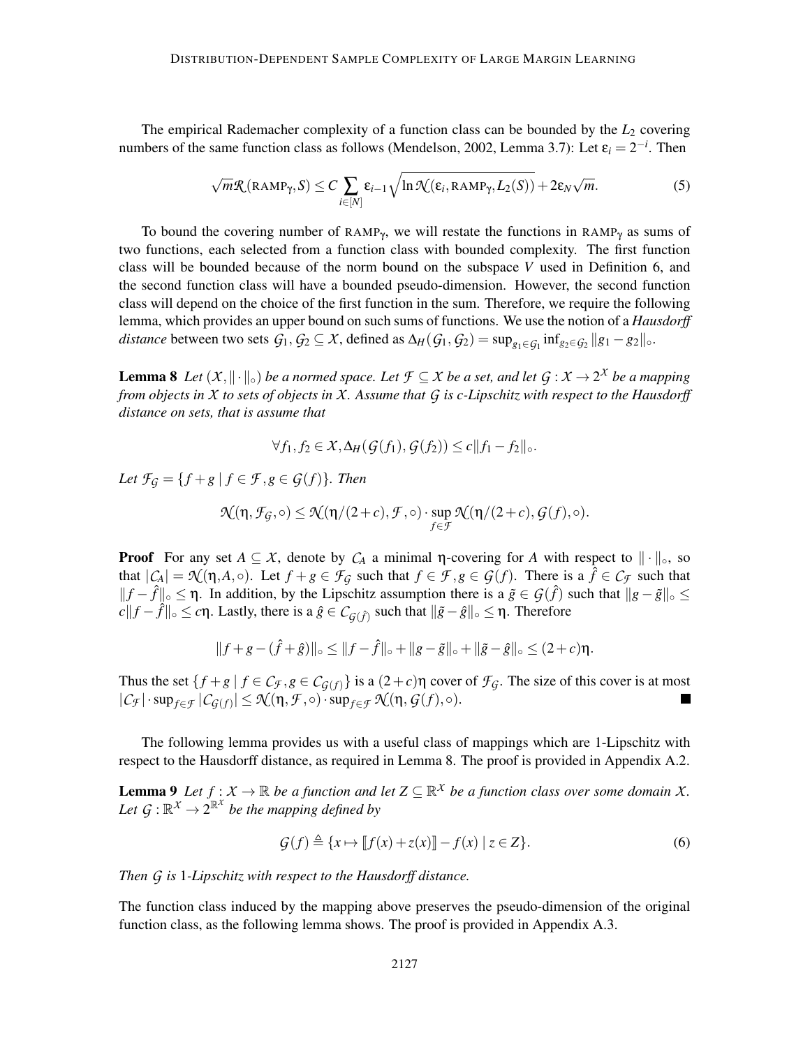The empirical Rademacher complexity of a function class can be bounded by the $L_2$ covering numbers of the same function class as follows (Mendelson, 2002, Lemma 3.7): Let $\epsilon_i = 2^{-i}$. Then

$$\sqrt{m}\mathcal{R}(\text{RAMP}_\gamma, S) \leq C \sum_{i \in [N]} \epsilon_{i-1} \sqrt{\ln \mathcal{N}(\epsilon_i, \text{RAMP}_\gamma, L_2(S))} + 2\epsilon_N \sqrt{m}. \tag{5}$$

To bound the covering number of $\text{RAMP}_\gamma$, we will restate the functions in $\text{RAMP}_\gamma$ as sums of two functions, each selected from a function class with bounded complexity. The first function class will be bounded because of the norm bound on the subspace $V$ used in Definition 6, and the second function class will have a bounded pseudo-dimension. However, the second function class will depend on the choice of the first function in the sum. Therefore, we require the following lemma, which provides an upper bound on such sums of functions. We use the notion of a *Hausdorff distance* between two sets $\mathcal{G}_1, \mathcal{G}_2 \subseteq \mathcal{X}$, defined as $\Delta_H(\mathcal{G}_1, \mathcal{G}_2) = \sup_{g_1 \in \mathcal{G}_1} \inf_{g_2 \in \mathcal{G}_2} \|g_1 - g_2\|_\circ$.

**Lemma 8** *Let $(\mathcal{X}, \|\cdot\|_\circ)$ be a normed space. Let $\mathcal{F} \subseteq \mathcal{X}$ be a set, and let $\mathcal{G} : \mathcal{X} \to 2^{\mathcal{X}}$ be a mapping from objects in $\mathcal{X}$ to sets of objects in $\mathcal{X}$. Assume that $\mathcal{G}$ is $c$-Lipschitz with respect to the Hausdorff distance on sets, that is assume that*

$$\forall f_1, f_2 \in \mathcal{X}, \Delta_H(\mathcal{G}(f_1), \mathcal{G}(f_2)) \leq c\|f_1 - f_2\|_\circ.$$

*Let $\mathcal{F}_\mathcal{G} = \{f + g \mid f \in \mathcal{F}, g \in \mathcal{G}(f)\}$. Then*

$$\mathcal{N}(\eta, \mathcal{F}_\mathcal{G}, \circ) \leq \mathcal{N}(\eta/(2+c), \mathcal{F}, \circ) \cdot \sup_{f \in \mathcal{F}} \mathcal{N}(\eta/(2+c), \mathcal{G}(f), \circ).$$

**Proof** For any set $A \subseteq \mathcal{X}$, denote by $\mathcal{C}_A$ a minimal $\eta$-covering for $A$ with respect to $\|\cdot\|_\circ$, so that $|\mathcal{C}_A| = \mathcal{N}(\eta, A, \circ)$. Let $f + g \in \mathcal{F}_\mathcal{G}$ such that $f \in \mathcal{F}, g \in \mathcal{G}(f)$. There is a $\hat{f} \in \mathcal{C}_\mathcal{F}$ such that $\|f - \hat{f}\|_\circ \leq \eta$. In addition, by the Lipschitz assumption there is a $\tilde{g} \in \mathcal{G}(\hat{f})$ such that $\|g - \tilde{g}\|_\circ \leq c\|f - \hat{f}\|_\circ \leq c\eta$. Lastly, there is a $\hat{g} \in \mathcal{C}_{\mathcal{G}(\hat{f})}$ such that $\|\tilde{g} - \hat{g}\|_\circ \leq \eta$. Therefore

$$\|f + g - (\hat{f} + \hat{g})\|_\circ \leq \|f - \hat{f}\|_\circ + \|g - \tilde{g}\|_\circ + \|\tilde{g} - \hat{g}\|_\circ \leq (2 + c)\eta.$$

Thus the set $\{f + g \mid f \in \mathcal{C}_\mathcal{F}, g \in \mathcal{C}_{\mathcal{G}(f)}\}$ is a $(2+c)\eta$ cover of $\mathcal{F}_\mathcal{G}$. The size of this cover is at most $|\mathcal{C}_\mathcal{F}| \cdot \sup_{f \in \mathcal{F}} |\mathcal{C}_{\mathcal{G}(f)}| \leq \mathcal{N}(\eta, \mathcal{F}, \circ) \cdot \sup_{f \in \mathcal{F}} \mathcal{N}(\eta, \mathcal{G}(f), \circ)$. ■

The following lemma provides us with a useful class of mappings which are 1-Lipschitz with respect to the Hausdorff distance, as required in Lemma 8. The proof is provided in Appendix A.2.

**Lemma 9** *Let $f : \mathcal{X} \to \mathbb{R}$ be a function and let $Z \subseteq \mathbb{R}^\mathcal{X}$ be a function class over some domain $\mathcal{X}$. Let $\mathcal{G} : \mathbb{R}^\mathcal{X} \to 2^{\mathbb{R}^\mathcal{X}}$ be the mapping defined by*

$$\mathcal{G}(f) \triangleq \{x \mapsto [\![f(x) + z(x)]\!] - f(x) \mid z \in Z\}. \tag{6}$$

*Then $\mathcal{G}$ is 1-Lipschitz with respect to the Hausdorff distance.*

The function class induced by the mapping above preserves the pseudo-dimension of the original function class, as the following lemma shows. The proof is provided in Appendix A.3.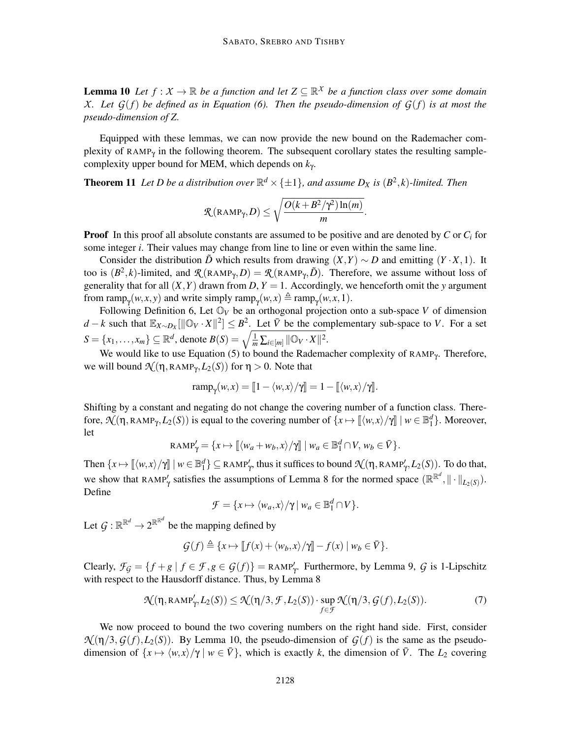**Lemma 10** *Let $f : \mathcal{X} \to \mathbb{R}$ be a function and let $Z \subseteq \mathbb{R}^{\mathcal{X}}$ be a function class over some domain $\mathcal{X}$. Let $\mathcal{G}(f)$ be defined as in Equation (6). Then the pseudo-dimension of $\mathcal{G}(f)$ is at most the pseudo-dimension of $Z$.*

Equipped with these lemmas, we can now provide the new bound on the Rademacher complexity of $\text{RAMP}_\gamma$ in the following theorem. The subsequent corollary states the resulting sample-complexity upper bound for MEM, which depends on $k_\gamma$.

**Theorem 11** *Let $D$ be a distribution over $\mathbb{R}^d \times \{\pm 1\}$, and assume $D_X$ is $(B^2, k)$-limited. Then*

$$\mathcal{R}(\text{RAMP}_\gamma, D) \leq \sqrt{\frac{O(k + B^2/\gamma^2)\ln(m)}{m}}.$$

**Proof** In this proof all absolute constants are assumed to be positive and are denoted by $C$ or $C_i$ for some integer $i$. Their values may change from line to line or even within the same line.

Consider the distribution $\tilde{D}$ which results from drawing $(X,Y) \sim D$ and emitting $(Y \cdot X, 1)$. It too is $(B^2, k)$-limited, and $\mathcal{R}(\text{RAMP}_\gamma, D) = \mathcal{R}(\text{RAMP}_\gamma, \tilde{D})$. Therefore, we assume without loss of generality that for all $(X,Y)$ drawn from $D$, $Y = 1$. Accordingly, we henceforth omit the $y$ argument from $\text{ramp}_\gamma(w,x,y)$ and write simply $\text{ramp}_\gamma(w,x) \triangleq \text{ramp}_\gamma(w,x,1)$.

Following Definition 6, Let $\mathbb{O}_V$ be an orthogonal projection onto a sub-space $V$ of dimension $d-k$ such that $\mathbb{E}_{X \sim D_X}[\|\mathbb{O}_V \cdot X\|^2] \leq B^2$. Let $\bar{V}$ be the complementary sub-space to $V$. For a set $S = \{x_1, \ldots, x_m\} \subseteq \mathbb{R}^d$, denote $B(S) = \sqrt{\frac{1}{m}\sum_{i \in [m]} \|\mathbb{O}_V \cdot X\|^2}$.

We would like to use Equation (5) to bound the Rademacher complexity of $\text{RAMP}_\gamma$. Therefore, we will bound $\mathcal{N}(\eta, \text{RAMP}_\gamma, L_2(S))$ for $\eta > 0$. Note that

$$\text{ramp}_\gamma(w,x) = [\![1 - \langle w,x\rangle/\gamma]\!] = 1 - [\![\langle w,x\rangle/\gamma]\!].$$

Shifting by a constant and negating do not change the covering number of a function class. Therefore, $\mathcal{N}(\eta, \text{RAMP}_\gamma, L_2(S))$ is equal to the covering number of $\{x \mapsto [\![\langle w,x\rangle/\gamma]\!] \mid w \in \mathbb{B}_1^d\}$. Moreover, let

$$\text{RAMP}'_\gamma = \{x \mapsto [\![\langle w_a + w_b, x\rangle/\gamma]\!] \mid w_a \in \mathbb{B}_1^d \cap V,\, w_b \in \bar{V}\}.$$

Then $\{x \mapsto [\![\langle w,x\rangle/\gamma]\!] \mid w \in \mathbb{B}_1^d\} \subseteq \text{RAMP}'_\gamma$, thus it suffices to bound $\mathcal{N}(\eta, \text{RAMP}'_\gamma, L_2(S))$. To do that, we show that $\text{RAMP}'_\gamma$ satisfies the assumptions of Lemma 8 for the normed space $(\mathbb{R}^{\mathbb{R}^d}, \|\cdot\|_{L_2(S)})$. Define

$$\mathcal{F} = \{x \mapsto \langle w_a, x\rangle/\gamma \mid w_a \in \mathbb{B}_1^d \cap V\}.$$

Let $\mathcal{G} : \mathbb{R}^{\mathbb{R}^d} \to 2^{\mathbb{R}^{\mathbb{R}^d}}$ be the mapping defined by

$$\mathcal{G}(f) \triangleq \{x \mapsto [\![f(x) + \langle w_b, x\rangle/\gamma]\!] - f(x) \mid w_b \in \bar{V}\}.$$

Clearly, $\mathcal{F}_\mathcal{G} = \{f + g \mid f \in \mathcal{F}, g \in \mathcal{G}(f)\} = \text{RAMP}'_\gamma$. Furthermore, by Lemma 9, $\mathcal{G}$ is 1-Lipschitz with respect to the Hausdorff distance. Thus, by Lemma 8

$$\mathcal{N}(\eta, \text{RAMP}'_\gamma, L_2(S)) \leq \mathcal{N}(\eta/3, \mathcal{F}, L_2(S)) \cdot \sup_{f \in \mathcal{F}} \mathcal{N}(\eta/3, \mathcal{G}(f), L_2(S)). \tag{7}$$

We now proceed to bound the two covering numbers on the right hand side. First, consider $\mathcal{N}(\eta/3, \mathcal{G}(f), L_2(S))$. By Lemma 10, the pseudo-dimension of $\mathcal{G}(f)$ is the same as the pseudo-dimension of $\{x \mapsto \langle w,x\rangle/\gamma \mid w \in \bar{V}\}$, which is exactly $k$, the dimension of $\bar{V}$. The $L_2$ covering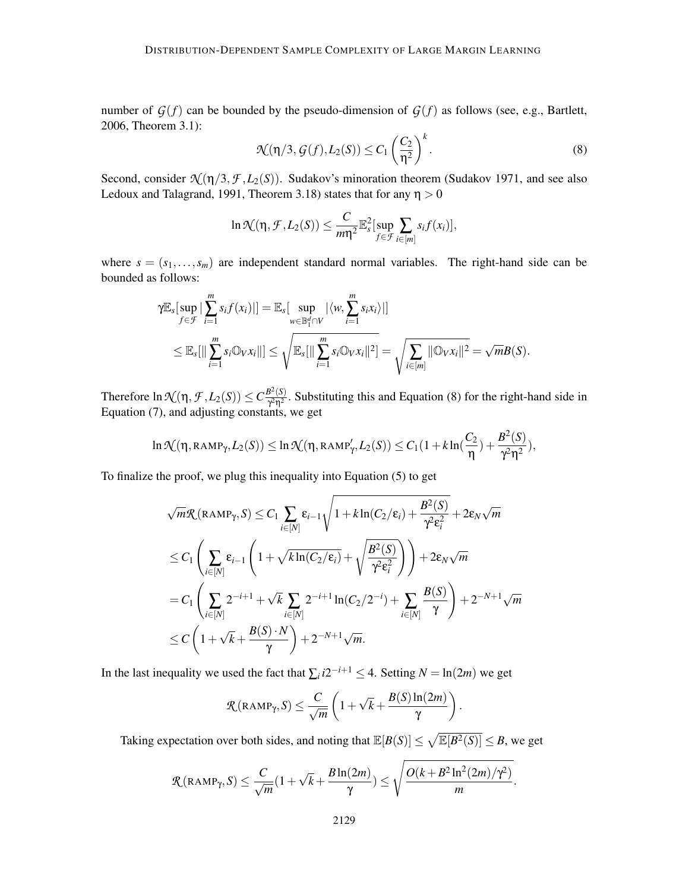number of $\mathcal{G}(f)$ can be bounded by the pseudo-dimension of $\mathcal{G}(f)$ as follows (see, e.g., Bartlett, 2006, Theorem 3.1):

$$\mathcal{N}(\eta/3, \mathcal{G}(f), L_2(S)) \leq C_1 \left(\frac{C_2}{\eta^2}\right)^k. \tag{8}$$

Second, consider $\mathcal{N}(\eta/3, \mathcal{F}, L_2(S))$. Sudakov's minoration theorem (Sudakov 1971, and see also Ledoux and Talagrand, 1991, Theorem 3.18) states that for any $\eta > 0$

$$\ln \mathcal{N}(\eta, \mathcal{F}, L_2(S)) \leq \frac{C}{m\eta^2} \mathbb{E}_s^2[\sup_{f \in \mathcal{F}} \sum_{i \in [m]} s_i f(x_i)],$$

where $s = (s_1, \ldots, s_m)$ are independent standard normal variables. The right-hand side can be bounded as follows:

$$\begin{aligned}
\gamma \mathbb{E}_s[\sup_{f \in \mathcal{F}} |\sum_{i=1}^m s_i f(x_i)|] &= \mathbb{E}_s[\sup_{w \in \mathbb{B}_1^d \cap V} |\langle w, \sum_{i=1}^m s_i x_i \rangle|] \\
&\leq \mathbb{E}_s[\| \sum_{i=1}^m s_i \mathbb{O}_V x_i \|] \leq \sqrt{\mathbb{E}_s[\| \sum_{i=1}^m s_i \mathbb{O}_V x_i \|^2]} = \sqrt{\sum_{i \in [m]} \|\mathbb{O}_V x_i\|^2} = \sqrt{m} B(S).
\end{aligned}$$

Therefore $\ln \mathcal{N}(\eta, \mathcal{F}, L_2(S)) \leq C \frac{B^2(S)}{\gamma^2 \eta^2}$. Substituting this and Equation (8) for the right-hand side in Equation (7), and adjusting constants, we get

$$\ln \mathcal{N}(\eta, \text{RAMP}_\gamma, L_2(S)) \leq \ln \mathcal{N}(\eta, \text{RAMP}'_\gamma, L_2(S)) \leq C_1 (1 + k \ln(\frac{C_2}{\eta}) + \frac{B^2(S)}{\gamma^2 \eta^2}),$$

To finalize the proof, we plug this inequality into Equation (5) to get

$$\begin{aligned}
\sqrt{m} \mathcal{R}(\text{RAMP}_\gamma, S) &\leq C_1 \sum_{i \in [N]} \varepsilon_{i-1} \sqrt{1 + k \ln(C_2/\varepsilon_i) + \frac{B^2(S)}{\gamma^2 \varepsilon_i^2}} + 2\varepsilon_N \sqrt{m} \\
&\leq C_1 \left( \sum_{i \in [N]} \varepsilon_{i-1} \left( 1 + \sqrt{k \ln(C_2/\varepsilon_i)} + \sqrt{\frac{B^2(S)}{\gamma^2 \varepsilon_i^2}} \right) \right) + 2\varepsilon_N \sqrt{m} \\
&= C_1 \left( \sum_{i \in [N]} 2^{-i+1} + \sqrt{k} \sum_{i \in [N]} 2^{-i+1} \ln(C_2/2^{-i}) + \sum_{i \in [N]} \frac{B(S)}{\gamma} \right) + 2^{-N+1} \sqrt{m} \\
&\leq C \left( 1 + \sqrt{k} + \frac{B(S) \cdot N}{\gamma} \right) + 2^{-N+1} \sqrt{m}.
\end{aligned}$$

In the last inequality we used the fact that $\sum_i i 2^{-i+1} \leq 4$. Setting $N = \ln(2m)$ we get

$$\mathcal{R}(\text{RAMP}_\gamma, S) \leq \frac{C}{\sqrt{m}} \left( 1 + \sqrt{k} + \frac{B(S) \ln(2m)}{\gamma} \right).$$

Taking expectation over both sides, and noting that $\mathbb{E}[B(S)] \leq \sqrt{\mathbb{E}[B^2(S)]} \leq B$, we get

$$\mathcal{R}(\text{RAMP}_\gamma, S) \leq \frac{C}{\sqrt{m}} (1 + \sqrt{k} + \frac{B \ln(2m)}{\gamma}) \leq \sqrt{\frac{O(k + B^2 \ln^2(2m)/\gamma^2)}{m}}.$$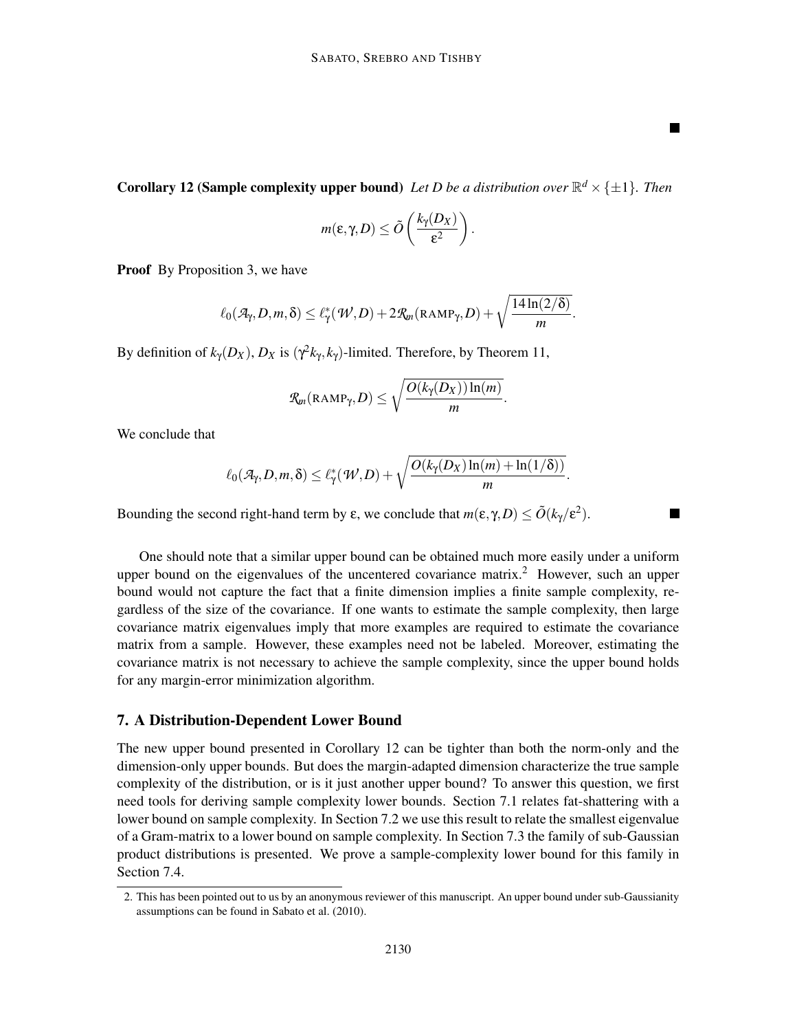■

**Corollary 12 (Sample complexity upper bound)** *Let $D$ be a distribution over $\mathbb{R}^d \times \{\pm 1\}$. Then*

$$m(\varepsilon, \gamma, D) \leq \tilde{O}\left(\frac{k_\gamma(D_X)}{\varepsilon^2}\right).$$

**Proof** By Proposition 3, we have

$$\ell_0(\mathcal{A}_\gamma, D, m, \delta) \leq \ell_\gamma^*(\mathcal{W}, D) + 2\mathcal{R}_m(\text{RAMP}_\gamma, D) + \sqrt{\frac{14\ln(2/\delta)}{m}}.$$

By definition of $k_\gamma(D_X)$, $D_X$ is $(\gamma^2 k_\gamma, k_\gamma)$-limited. Therefore, by Theorem 11,

$$\mathcal{R}_m(\text{RAMP}_\gamma, D) \leq \sqrt{\frac{O(k_\gamma(D_X))\ln(m)}{m}}.$$

We conclude that

$$\ell_0(\mathcal{A}_\gamma, D, m, \delta) \leq \ell_\gamma^*(\mathcal{W}, D) + \sqrt{\frac{O(k_\gamma(D_X)\ln(m) + \ln(1/\delta))}{m}}.$$

Bounding the second right-hand term by $\varepsilon$, we conclude that $m(\varepsilon, \gamma, D) \leq \tilde{O}(k_\gamma/\varepsilon^2)$. ■

One should note that a similar upper bound can be obtained much more easily under a uniform upper bound on the eigenvalues of the uncentered covariance matrix.[2] However, such an upper bound would not capture the fact that a finite dimension implies a finite sample complexity, regardless of the size of the covariance. If one wants to estimate the sample complexity, then large covariance matrix eigenvalues imply that more examples are required to estimate the covariance matrix from a sample. However, these examples need not be labeled. Moreover, estimating the covariance matrix is not necessary to achieve the sample complexity, since the upper bound holds for any margin-error minimization algorithm.

## 7. A Distribution-Dependent Lower Bound

The new upper bound presented in Corollary 12 can be tighter than both the norm-only and the dimension-only upper bounds. But does the margin-adapted dimension characterize the true sample complexity of the distribution, or is it just another upper bound? To answer this question, we first need tools for deriving sample complexity lower bounds. Section 7.1 relates fat-shattering with a lower bound on sample complexity. In Section 7.2 we use this result to relate the smallest eigenvalue of a Gram-matrix to a lower bound on sample complexity. In Section 7.3 the family of sub-Gaussian product distributions is presented. We prove a sample-complexity lower bound for this family in Section 7.4.

2. This has been pointed out to us by an anonymous reviewer of this manuscript. An upper bound under sub-Gaussianity assumptions can be found in Sabato et al. (2010).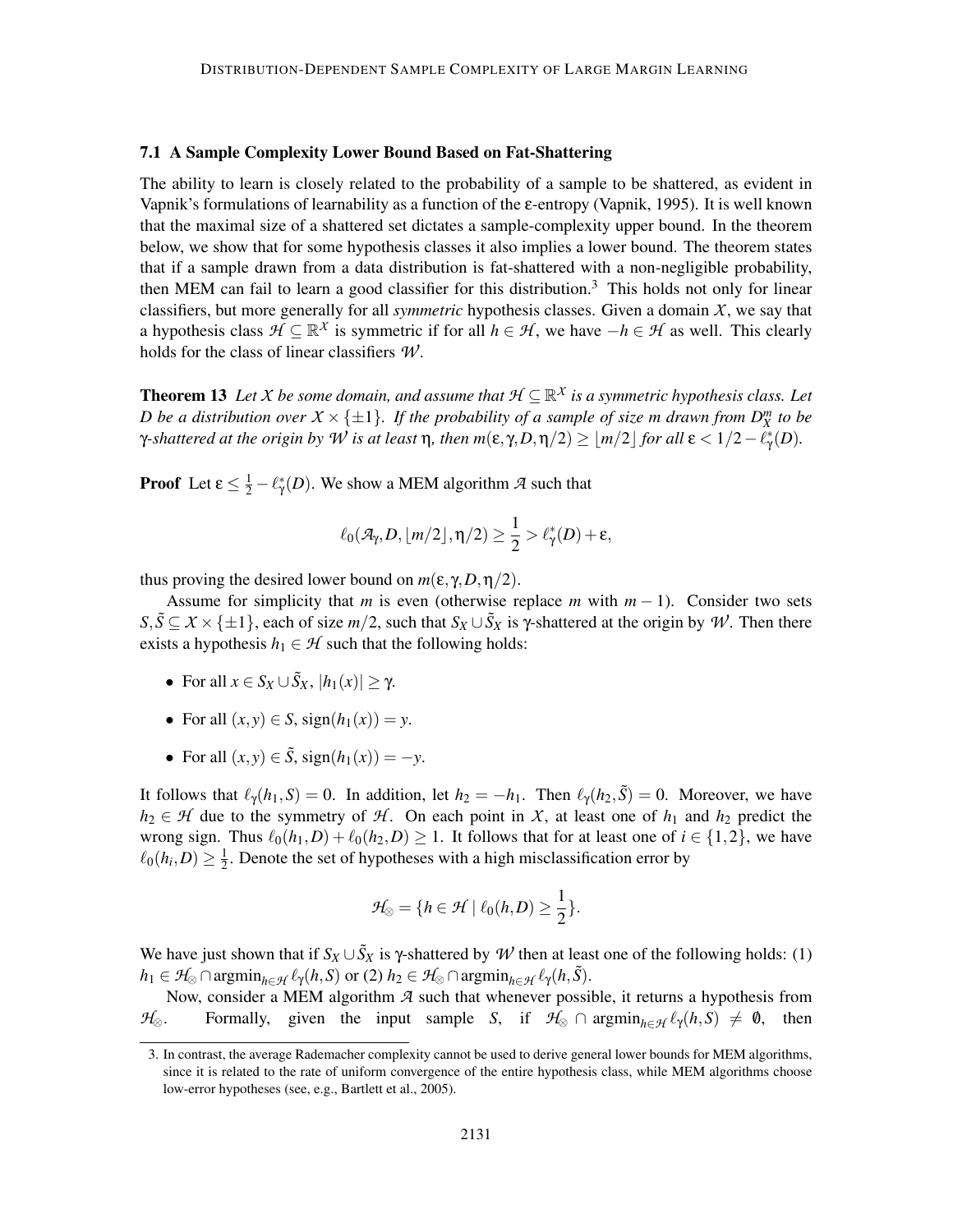### 7.1 A Sample Complexity Lower Bound Based on Fat-Shattering

The ability to learn is closely related to the probability of a sample to be shattered, as evident in Vapnik's formulations of learnability as a function of the ε-entropy (Vapnik, 1995). It is well known that the maximal size of a shattered set dictates a sample-complexity upper bound. In the theorem below, we show that for some hypothesis classes it also implies a lower bound. The theorem states that if a sample drawn from a data distribution is fat-shattered with a non-negligible probability, then MEM can fail to learn a good classifier for this distribution.[3] This holds not only for linear classifiers, but more generally for all *symmetric* hypothesis classes. Given a domain $\mathcal{X}$, we say that a hypothesis class $\mathcal{H} \subseteq \mathbb{R}^{\mathcal{X}}$ is symmetric if for all $h \in \mathcal{H}$, we have $-h \in \mathcal{H}$ as well. This clearly holds for the class of linear classifiers $\mathcal{W}$.

**Theorem 13** *Let $\mathcal{X}$ be some domain, and assume that $\mathcal{H} \subseteq \mathbb{R}^{\mathcal{X}}$ is a symmetric hypothesis class. Let $D$ be a distribution over $\mathcal{X} \times \{\pm 1\}$. If the probability of a sample of size $m$ drawn from $D_X^m$ to be $\gamma$-shattered at the origin by $\mathcal{W}$ is at least $\eta$, then $m(\epsilon, \gamma, D, \eta/2) \geq \lfloor m/2 \rfloor$ for all $\epsilon < 1/2 - \ell_\gamma^*(D)$.*

**Proof** Let $\epsilon \leq \frac{1}{2} - \ell_\gamma^*(D)$. We show a MEM algorithm $\mathcal{A}$ such that

$$\ell_0(\mathcal{A}_\gamma, D, \lfloor m/2 \rfloor, \eta/2) \geq \frac{1}{2} > \ell_\gamma^*(D) + \epsilon,$$

thus proving the desired lower bound on $m(\epsilon, \gamma, D, \eta/2)$.

Assume for simplicity that $m$ is even (otherwise replace $m$ with $m-1$). Consider two sets $S, \tilde{S} \subseteq \mathcal{X} \times \{\pm 1\}$, each of size $m/2$, such that $S_X \cup \tilde{S}_X$ is $\gamma$-shattered at the origin by $\mathcal{W}$. Then there exists a hypothesis $h_1 \in \mathcal{H}$ such that the following holds:

- For all $x \in S_X \cup \tilde{S}_X$, $|h_1(x)| \geq \gamma$.
- For all $(x, y) \in S$, $\mathrm{sign}(h_1(x)) = y$.
- For all $(x, y) \in \tilde{S}$, $\mathrm{sign}(h_1(x)) = -y$.

It follows that $\ell_\gamma(h_1, S) = 0$. In addition, let $h_2 = -h_1$. Then $\ell_\gamma(h_2, \tilde{S}) = 0$. Moreover, we have $h_2 \in \mathcal{H}$ due to the symmetry of $\mathcal{H}$. On each point in $\mathcal{X}$, at least one of $h_1$ and $h_2$ predict the wrong sign. Thus $\ell_0(h_1, D) + \ell_0(h_2, D) \geq 1$. It follows that for at least one of $i \in \{1, 2\}$, we have $\ell_0(h_i, D) \geq \frac{1}{2}$. Denote the set of hypotheses with a high misclassification error by

$$\mathcal{H}_\otimes = \{h \in \mathcal{H} \mid \ell_0(h, D) \geq \frac{1}{2}\}.$$

We have just shown that if $S_X \cup \tilde{S}_X$ is $\gamma$-shattered by $\mathcal{W}$ then at least one of the following holds: (1) $h_1 \in \mathcal{H}_\otimes \cap \mathrm{argmin}_{h \in \mathcal{H}} \ell_\gamma(h, S)$ or (2) $h_2 \in \mathcal{H}_\otimes \cap \mathrm{argmin}_{h \in \mathcal{H}} \ell_\gamma(h, \tilde{S})$.

Now, consider a MEM algorithm $\mathcal{A}$ such that whenever possible, it returns a hypothesis from $\mathcal{H}_\otimes$. Formally, given the input sample $S$, if $\mathcal{H}_\otimes \cap \mathrm{argmin}_{h \in \mathcal{H}} \ell_\gamma(h, S) \neq \emptyset$, then

[3] In contrast, the average Rademacher complexity cannot be used to derive general lower bounds for MEM algorithms, since it is related to the rate of uniform convergence of the entire hypothesis class, while MEM algorithms choose low-error hypotheses (see, e.g., Bartlett et al., 2005).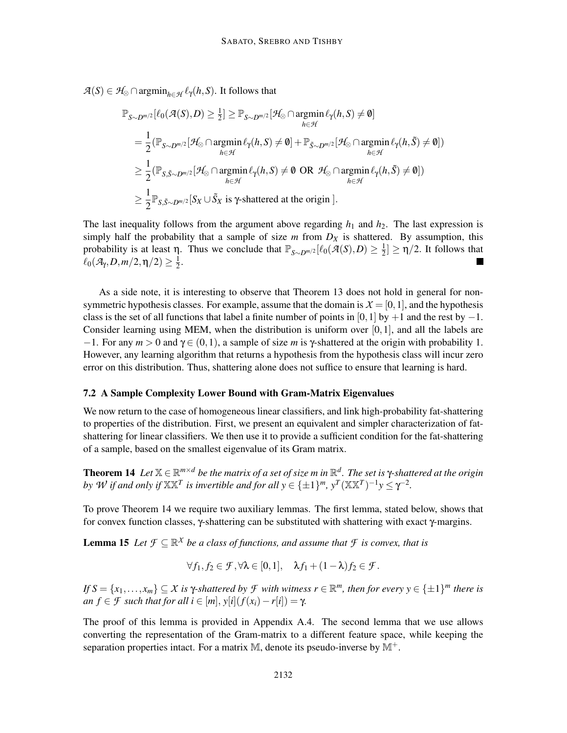$\mathcal{A}(S) \in \mathcal{H}_\otimes \cap \operatorname{argmin}_{h \in \mathcal{H}} \ell_\gamma(h,S)$. It follows that

$$
\begin{aligned}
\mathbb{P}_{S\sim D^{m/2}}[\ell_0(\mathcal{A}(S),D) \geq \tfrac{1}{2}] &\geq \mathbb{P}_{S\sim D^{m/2}}[\mathcal{H}_\otimes \cap \operatorname*{argmin}_{h\in\mathcal{H}} \ell_\gamma(h,S) \neq \emptyset] \\
&= \frac{1}{2}(\mathbb{P}_{S\sim D^{m/2}}[\mathcal{H}_\otimes \cap \operatorname*{argmin}_{h\in\mathcal{H}} \ell_\gamma(h,S) \neq \emptyset] + \mathbb{P}_{\tilde{S}\sim D^{m/2}}[\mathcal{H}_\otimes \cap \operatorname*{argmin}_{h\in\mathcal{H}} \ell_\gamma(h,\tilde{S}) \neq \emptyset]) \\
&\geq \frac{1}{2}(\mathbb{P}_{S,\tilde{S}\sim D^{m/2}}[\mathcal{H}_\otimes \cap \operatorname*{argmin}_{h\in\mathcal{H}} \ell_\gamma(h,S) \neq \emptyset \text{ OR } \mathcal{H}_\otimes \cap \operatorname*{argmin}_{h\in\mathcal{H}} \ell_\gamma(h,\tilde{S}) \neq \emptyset]) \\
&\geq \frac{1}{2}\mathbb{P}_{S,\tilde{S}\sim D^{m/2}}[S_X \cup \tilde{S}_X \text{ is } \gamma\text{-shattered at the origin }].
\end{aligned}
$$

The last inequality follows from the argument above regarding $h_1$ and $h_2$. The last expression is simply half the probability that a sample of size $m$ from $D_X$ is shattered. By assumption, this probability is at least $\eta$. Thus we conclude that $\mathbb{P}_{S\sim D^{m/2}}[\ell_0(\mathcal{A}(S),D) \geq \frac{1}{2}] \geq \eta/2$. It follows that $\ell_0(\mathcal{A}_\gamma, D, m/2, \eta/2) \geq \frac{1}{2}$. ■

As a side note, it is interesting to observe that Theorem 13 does not hold in general for non-symmetric hypothesis classes. For example, assume that the domain is $\mathcal{X} = [0,1]$, and the hypothesis class is the set of all functions that label a finite number of points in $[0,1]$ by $+1$ and the rest by $-1$. Consider learning using MEM, when the distribution is uniform over $[0,1]$, and all the labels are $-1$. For any $m > 0$ and $\gamma \in (0,1)$, a sample of size $m$ is $\gamma$-shattered at the origin with probability 1. However, any learning algorithm that returns a hypothesis from the hypothesis class will incur zero error on this distribution. Thus, shattering alone does not suffice to ensure that learning is hard.

### 7.2 A Sample Complexity Lower Bound with Gram-Matrix Eigenvalues

We now return to the case of homogeneous linear classifiers, and link high-probability fat-shattering to properties of the distribution. First, we present an equivalent and simpler characterization of fat-shattering for linear classifiers. We then use it to provide a sufficient condition for the fat-shattering of a sample, based on the smallest eigenvalue of its Gram matrix.

**Theorem 14** *Let $\mathbb{X} \in \mathbb{R}^{m\times d}$ be the matrix of a set of size $m$ in $\mathbb{R}^d$. The set is $\gamma$-shattered at the origin by $\mathcal{W}$ if and only if $\mathbb{X}\mathbb{X}^T$ is invertible and for all $y \in \{\pm 1\}^m$, $y^T(\mathbb{X}\mathbb{X}^T)^{-1}y \leq \gamma^{-2}$.*

To prove Theorem 14 we require two auxiliary lemmas. The first lemma, stated below, shows that for convex function classes, $\gamma$-shattering can be substituted with shattering with exact $\gamma$-margins.

**Lemma 15** *Let $\mathcal{F} \subseteq \mathbb{R}^\mathcal{X}$ be a class of functions, and assume that $\mathcal{F}$ is convex, that is*

$$\forall f_1, f_2 \in \mathcal{F}, \forall \lambda \in [0,1], \quad \lambda f_1 + (1-\lambda) f_2 \in \mathcal{F}.$$

*If $S = \{x_1, \ldots, x_m\} \subseteq \mathcal{X}$ is $\gamma$-shattered by $\mathcal{F}$ with witness $r \in \mathbb{R}^m$, then for every $y \in \{\pm 1\}^m$ there is an $f \in \mathcal{F}$ such that for all $i \in [m]$, $y[i](f(x_i) - r[i]) = \gamma$.*

The proof of this lemma is provided in Appendix A.4. The second lemma that we use allows converting the representation of the Gram-matrix to a different feature space, while keeping the separation properties intact. For a matrix $\mathbb{M}$, denote its pseudo-inverse by $\mathbb{M}^+$.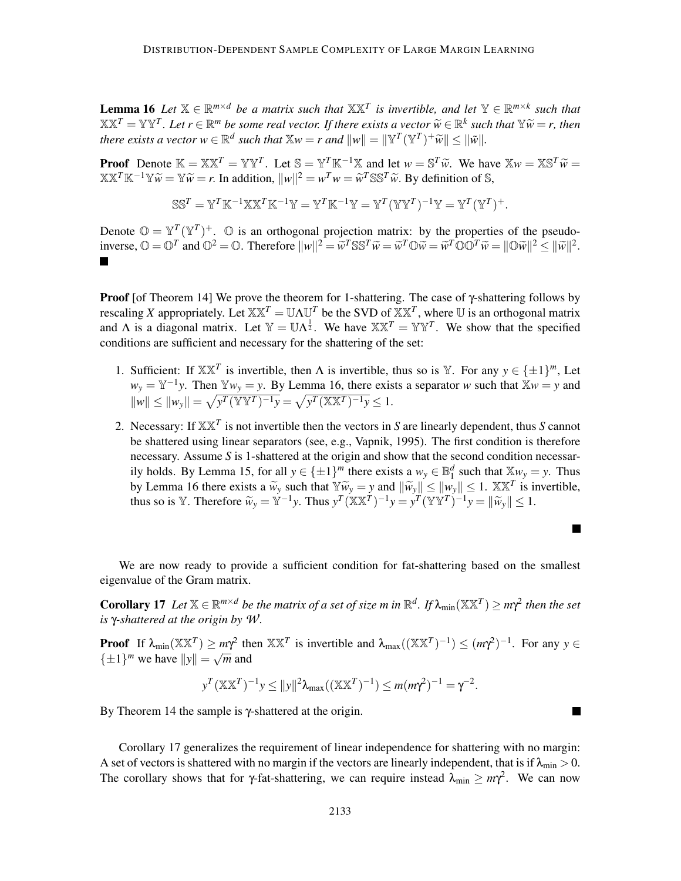**Lemma 16** *Let $\mathbb{X} \in \mathbb{R}^{m\times d}$ be a matrix such that $\mathbb{X}\mathbb{X}^T$ is invertible, and let $\mathbb{Y} \in \mathbb{R}^{m\times k}$ such that $\mathbb{X}\mathbb{X}^T = \mathbb{Y}\mathbb{Y}^T$. Let $r \in \mathbb{R}^m$ be some real vector. If there exists a vector $\widetilde{w} \in \mathbb{R}^k$ such that $\mathbb{Y}\widetilde{w} = r$, then there exists a vector $w \in \mathbb{R}^d$ such that $\mathbb{X}w = r$ and $\|w\| = \|\mathbb{Y}^T(\mathbb{Y}^T)^+\widetilde{w}\| \leq \|\tilde{w}\|$.*

**Proof** Denote $\mathbb{K} = \mathbb{X}\mathbb{X}^T = \mathbb{Y}\mathbb{Y}^T$. Let $\mathbb{S} = \mathbb{Y}^T\mathbb{K}^{-1}\mathbb{X}$ and let $w = \mathbb{S}^T\widetilde{w}$. We have $\mathbb{X}w = \mathbb{X}\mathbb{S}^T\widetilde{w} = \mathbb{X}\mathbb{X}^T\mathbb{K}^{-1}\mathbb{Y}\widetilde{w} = \mathbb{Y}\widetilde{w} = r$. In addition, $\|w\|^2 = w^Tw = \widetilde{w}^T\mathbb{S}\mathbb{S}^T\widetilde{w}$. By definition of $\mathbb{S}$,

$$\mathbb{S}\mathbb{S}^T = \mathbb{Y}^T\mathbb{K}^{-1}\mathbb{X}\mathbb{X}^T\mathbb{K}^{-1}\mathbb{Y} = \mathbb{Y}^T\mathbb{K}^{-1}\mathbb{Y} = \mathbb{Y}^T(\mathbb{Y}\mathbb{Y}^T)^{-1}\mathbb{Y} = \mathbb{Y}^T(\mathbb{Y}^T)^+.$$

Denote $\mathbb{O} = \mathbb{Y}^T(\mathbb{Y}^T)^+$. $\mathbb{O}$ is an orthogonal projection matrix: by the properties of the pseudo-inverse, $\mathbb{O} = \mathbb{O}^T$ and $\mathbb{O}^2 = \mathbb{O}$. Therefore $\|w\|^2 = \widetilde{w}^T\mathbb{S}\mathbb{S}^T\widetilde{w} = \widetilde{w}^T\mathbb{O}\widetilde{w} = \widetilde{w}^T\mathbb{O}\mathbb{O}^T\widetilde{w} = \|\mathbb{O}\widetilde{w}\|^2 \leq \|\widetilde{w}\|^2$. ∎

**Proof** [of Theorem 14] We prove the theorem for 1-shattering. The case of $\gamma$-shattering follows by rescaling $X$ appropriately. Let $\mathbb{X}\mathbb{X}^T = \mathbb{U}\Lambda\mathbb{U}^T$ be the SVD of $\mathbb{X}\mathbb{X}^T$, where $\mathbb{U}$ is an orthogonal matrix and $\Lambda$ is a diagonal matrix. Let $\mathbb{Y} = \mathbb{U}\Lambda^{\frac{1}{2}}$. We have $\mathbb{X}\mathbb{X}^T = \mathbb{Y}\mathbb{Y}^T$. We show that the specified conditions are sufficient and necessary for the shattering of the set:

1. Sufficient: If $\mathbb{X}\mathbb{X}^T$ is invertible, then $\Lambda$ is invertible, thus so is $\mathbb{Y}$. For any $y \in \{\pm 1\}^m$, Let $w_y = \mathbb{Y}^{-1}y$. Then $\mathbb{Y}w_y = y$. By Lemma 16, there exists a separator $w$ such that $\mathbb{X}w = y$ and $\|w\| \leq \|w_y\| = \sqrt{y^T(\mathbb{Y}\mathbb{Y}^T)^{-1}y} = \sqrt{y^T(\mathbb{X}\mathbb{X}^T)^{-1}y} \leq 1$.

2. Necessary: If $\mathbb{X}\mathbb{X}^T$ is not invertible then the vectors in $S$ are linearly dependent, thus $S$ cannot be shattered using linear separators (see, e.g., Vapnik, 1995). The first condition is therefore necessary. Assume $S$ is 1-shattered at the origin and show that the second condition necessarily holds. By Lemma 15, for all $y \in \{\pm 1\}^m$ there exists a $w_y \in \mathbb{B}_1^d$ such that $\mathbb{X}w_y = y$. Thus by Lemma 16 there exists a $\widetilde{w}_y$ such that $\mathbb{Y}\widetilde{w}_y = y$ and $\|\widetilde{w}_y\| \leq \|w_y\| \leq 1$. $\mathbb{X}\mathbb{X}^T$ is invertible, thus so is $\mathbb{Y}$. Therefore $\widetilde{w}_y = \mathbb{Y}^{-1}y$. Thus $y^T(\mathbb{X}\mathbb{X}^T)^{-1}y = y^T(\mathbb{Y}\mathbb{Y}^T)^{-1}y = \|\widetilde{w}_y\| \leq 1$.

∎

We are now ready to provide a sufficient condition for fat-shattering based on the smallest eigenvalue of the Gram matrix.

**Corollary 17** *Let $\mathbb{X} \in \mathbb{R}^{m\times d}$ be the matrix of a set of size $m$ in $\mathbb{R}^d$. If $\lambda_{\min}(\mathbb{X}\mathbb{X}^T) \geq m\gamma^2$ then the set is $\gamma$-shattered at the origin by $\mathcal{W}$.*

**Proof** If $\lambda_{\min}(\mathbb{X}\mathbb{X}^T) \geq m\gamma^2$ then $\mathbb{X}\mathbb{X}^T$ is invertible and $\lambda_{\max}((\mathbb{X}\mathbb{X}^T)^{-1}) \leq (m\gamma^2)^{-1}$. For any $y \in \{\pm 1\}^m$ we have $\|y\| = \sqrt{m}$ and

$$y^T(\mathbb{X}\mathbb{X}^T)^{-1}y \leq \|y\|^2\lambda_{\max}((\mathbb{X}\mathbb{X}^T)^{-1}) \leq m(m\gamma^2)^{-1} = \gamma^{-2}.$$

By Theorem 14 the sample is $\gamma$-shattered at the origin. ∎

Corollary 17 generalizes the requirement of linear independence for shattering with no margin: A set of vectors is shattered with no margin if the vectors are linearly independent, that is if $\lambda_{\min} > 0$. The corollary shows that for $\gamma$-fat-shattering, we can require instead $\lambda_{\min} \geq m\gamma^2$. We can now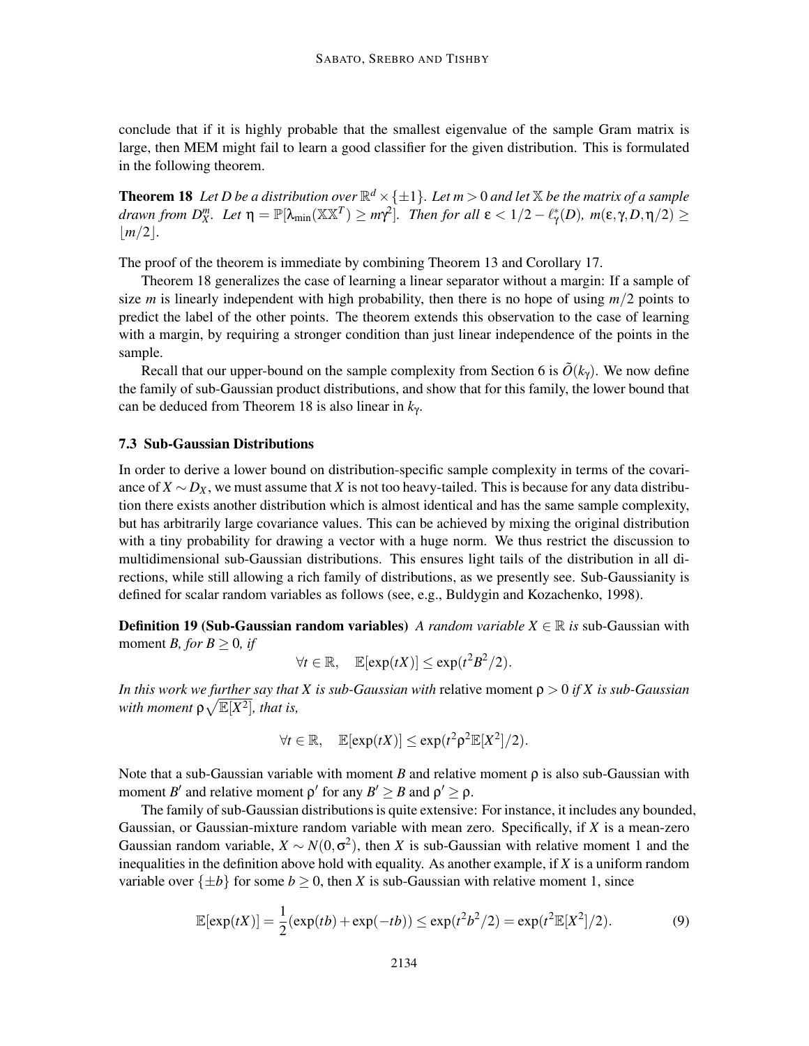conclude that if it is highly probable that the smallest eigenvalue of the sample Gram matrix is large, then MEM might fail to learn a good classifier for the given distribution. This is formulated in the following theorem.

**Theorem 18** *Let $D$ be a distribution over $\mathbb{R}^d \times \{\pm 1\}$. Let $m > 0$ and let $\mathbb{X}$ be the matrix of a sample drawn from $D_X^m$. Let $\eta = \mathbb{P}[\lambda_{\min}(\mathbb{X}\mathbb{X}^T) \geq m\gamma^2]$. Then for all $\epsilon < 1/2 - \ell_\gamma^*(D)$, $m(\epsilon, \gamma, D, \eta/2) \geq \lfloor m/2 \rfloor$.*

The proof of the theorem is immediate by combining Theorem 13 and Corollary 17.

Theorem 18 generalizes the case of learning a linear separator without a margin: If a sample of size $m$ is linearly independent with high probability, then there is no hope of using $m/2$ points to predict the label of the other points. The theorem extends this observation to the case of learning with a margin, by requiring a stronger condition than just linear independence of the points in the sample.

Recall that our upper-bound on the sample complexity from Section 6 is $\tilde{O}(k_\gamma)$. We now define the family of sub-Gaussian product distributions, and show that for this family, the lower bound that can be deduced from Theorem 18 is also linear in $k_\gamma$.

### 7.3 Sub-Gaussian Distributions

In order to derive a lower bound on distribution-specific sample complexity in terms of the covariance of $X \sim D_X$, we must assume that $X$ is not too heavy-tailed. This is because for any data distribution there exists another distribution which is almost identical and has the same sample complexity, but has arbitrarily large covariance values. This can be achieved by mixing the original distribution with a tiny probability for drawing a vector with a huge norm. We thus restrict the discussion to multidimensional sub-Gaussian distributions. This ensures light tails of the distribution in all directions, while still allowing a rich family of distributions, as we presently see. Sub-Gaussianity is defined for scalar random variables as follows (see, e.g., Buldygin and Kozachenko, 1998).

**Definition 19 (Sub-Gaussian random variables)** *A random variable $X \in \mathbb{R}$ is* sub-Gaussian with moment *$B$, for $B \geq 0$, if*

$$\forall t \in \mathbb{R}, \quad \mathbb{E}[\exp(tX)] \leq \exp(t^2 B^2/2).$$

*In this work we further say that $X$ is sub-Gaussian with* relative moment *$\rho > 0$ if $X$ is sub-Gaussian with moment $\rho\sqrt{\mathbb{E}[X^2]}$, that is,*

$$\forall t \in \mathbb{R}, \quad \mathbb{E}[\exp(tX)] \leq \exp(t^2 \rho^2 \mathbb{E}[X^2]/2).$$

Note that a sub-Gaussian variable with moment $B$ and relative moment $\rho$ is also sub-Gaussian with moment $B'$ and relative moment $\rho'$ for any $B' \geq B$ and $\rho' \geq \rho$.

The family of sub-Gaussian distributions is quite extensive: For instance, it includes any bounded, Gaussian, or Gaussian-mixture random variable with mean zero. Specifically, if $X$ is a mean-zero Gaussian random variable, $X \sim N(0, \sigma^2)$, then $X$ is sub-Gaussian with relative moment 1 and the inequalities in the definition above hold with equality. As another example, if $X$ is a uniform random variable over $\{\pm b\}$ for some $b \geq 0$, then $X$ is sub-Gaussian with relative moment 1, since

$$\mathbb{E}[\exp(tX)] = \frac{1}{2}(\exp(tb) + \exp(-tb)) \leq \exp(t^2 b^2/2) = \exp(t^2 \mathbb{E}[X^2]/2). \tag{9}$$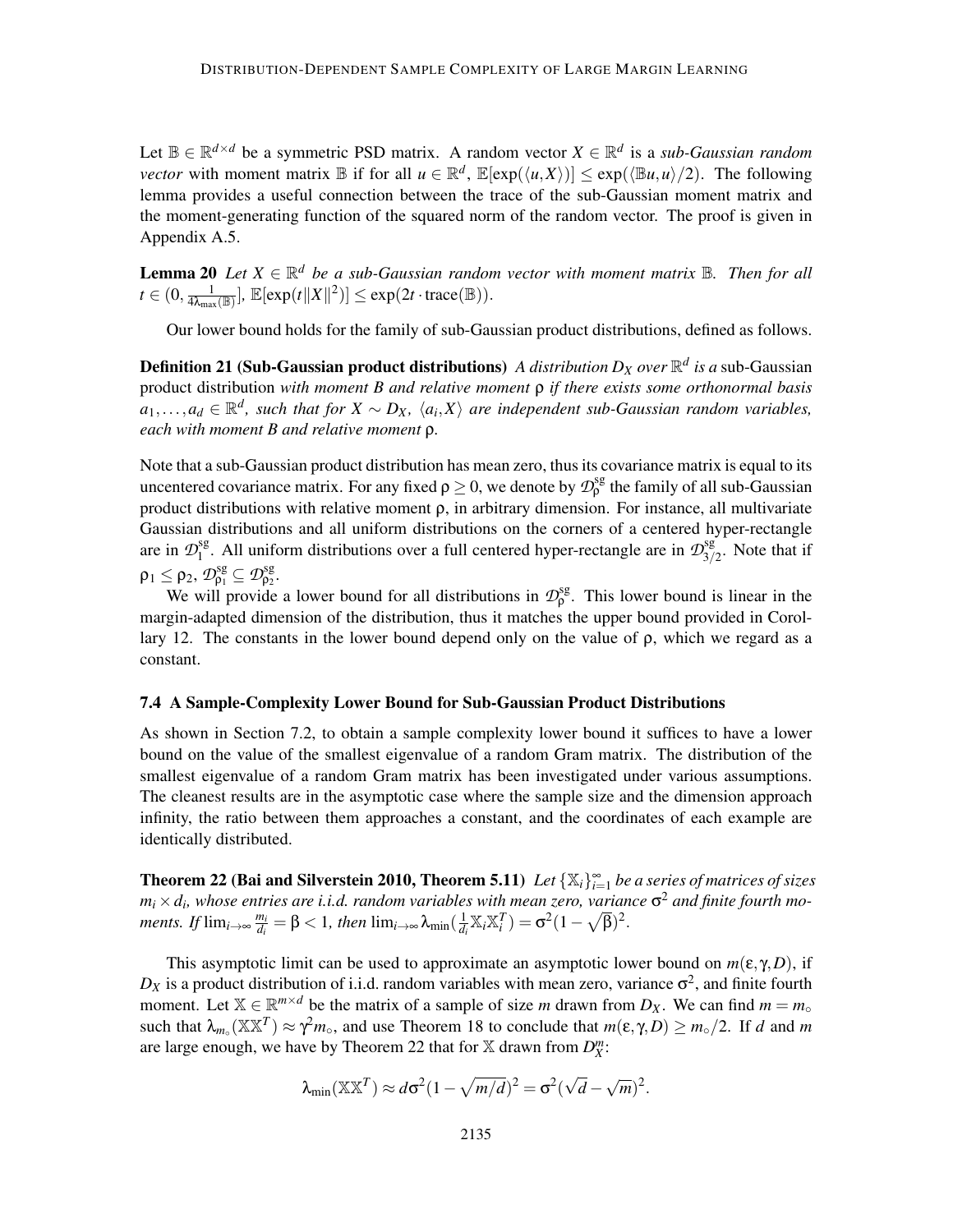Let $\mathbb{B} \in \mathbb{R}^{d\times d}$ be a symmetric PSD matrix. A random vector $X \in \mathbb{R}^d$ is a *sub-Gaussian random vector* with moment matrix $\mathbb{B}$ if for all $u \in \mathbb{R}^d$, $\mathbb{E}[\exp(\langle u, X\rangle)] \leq \exp(\langle \mathbb{B}u, u\rangle/2)$. The following lemma provides a useful connection between the trace of the sub-Gaussian moment matrix and the moment-generating function of the squared norm of the random vector. The proof is given in Appendix A.5.

**Lemma 20** *Let $X \in \mathbb{R}^d$ be a sub-Gaussian random vector with moment matrix $\mathbb{B}$. Then for all $t \in (0, \frac{1}{4\lambda_{\max}(\mathbb{B})}]$, $\mathbb{E}[\exp(t\|X\|^2)] \leq \exp(2t \cdot \mathrm{trace}(\mathbb{B}))$.*

Our lower bound holds for the family of sub-Gaussian product distributions, defined as follows.

**Definition 21 (Sub-Gaussian product distributions)** *A distribution $D_X$ over $\mathbb{R}^d$ is a* sub-Gaussian product distribution *with moment $B$ and relative moment $\rho$ if there exists some orthonormal basis $a_1, \ldots, a_d \in \mathbb{R}^d$, such that for $X \sim D_X$, $\langle a_i, X\rangle$ are independent sub-Gaussian random variables, each with moment $B$ and relative moment $\rho$.*

Note that a sub-Gaussian product distribution has mean zero, thus its covariance matrix is equal to its uncentered covariance matrix. For any fixed $\rho \geq 0$, we denote by $\mathcal{D}^{\mathrm{sg}}_{\rho}$ the family of all sub-Gaussian product distributions with relative moment $\rho$, in arbitrary dimension. For instance, all multivariate Gaussian distributions and all uniform distributions on the corners of a centered hyper-rectangle are in $\mathcal{D}^{\mathrm{sg}}_{1}$. All uniform distributions over a full centered hyper-rectangle are in $\mathcal{D}^{\mathrm{sg}}_{3/2}$. Note that if $\rho_1 \leq \rho_2$, $\mathcal{D}^{\mathrm{sg}}_{\rho_1} \subseteq \mathcal{D}^{\mathrm{sg}}_{\rho_2}$.

We will provide a lower bound for all distributions in $\mathcal{D}^{\mathrm{sg}}_{\rho}$. This lower bound is linear in the margin-adapted dimension of the distribution, thus it matches the upper bound provided in Corollary 12. The constants in the lower bound depend only on the value of $\rho$, which we regard as a constant.

### 7.4 A Sample-Complexity Lower Bound for Sub-Gaussian Product Distributions

As shown in Section 7.2, to obtain a sample complexity lower bound it suffices to have a lower bound on the value of the smallest eigenvalue of a random Gram matrix. The distribution of the smallest eigenvalue of a random Gram matrix has been investigated under various assumptions. The cleanest results are in the asymptotic case where the sample size and the dimension approach infinity, the ratio between them approaches a constant, and the coordinates of each example are identically distributed.

**Theorem 22 (Bai and Silverstein 2010, Theorem 5.11)** *Let $\{\mathbb{X}_i\}_{i=1}^{\infty}$ be a series of matrices of sizes $m_i \times d_i$, whose entries are i.i.d. random variables with mean zero, variance $\sigma^2$ and finite fourth moments. If $\lim_{i\to\infty} \frac{m_i}{d_i} = \beta < 1$, then $\lim_{i\to\infty} \lambda_{\min}(\frac{1}{d_i}\mathbb{X}_i\mathbb{X}_i^T) = \sigma^2(1-\sqrt{\beta})^2$.*

This asymptotic limit can be used to approximate an asymptotic lower bound on $m(\varepsilon, \gamma, D)$, if $D_X$ is a product distribution of i.i.d. random variables with mean zero, variance $\sigma^2$, and finite fourth moment. Let $\mathbb{X} \in \mathbb{R}^{m\times d}$ be the matrix of a sample of size $m$ drawn from $D_X$. We can find $m = m_\circ$ such that $\lambda_{m_\circ}(\mathbb{X}\mathbb{X}^T) \approx \gamma^2 m_\circ$, and use Theorem 18 to conclude that $m(\varepsilon, \gamma, D) \geq m_\circ/2$. If $d$ and $m$ are large enough, we have by Theorem 22 that for $\mathbb{X}$ drawn from $D_X^m$:

$$\lambda_{\min}(\mathbb{X}\mathbb{X}^T) \approx d\sigma^2(1-\sqrt{m/d})^2 = \sigma^2(\sqrt{d}-\sqrt{m})^2.$$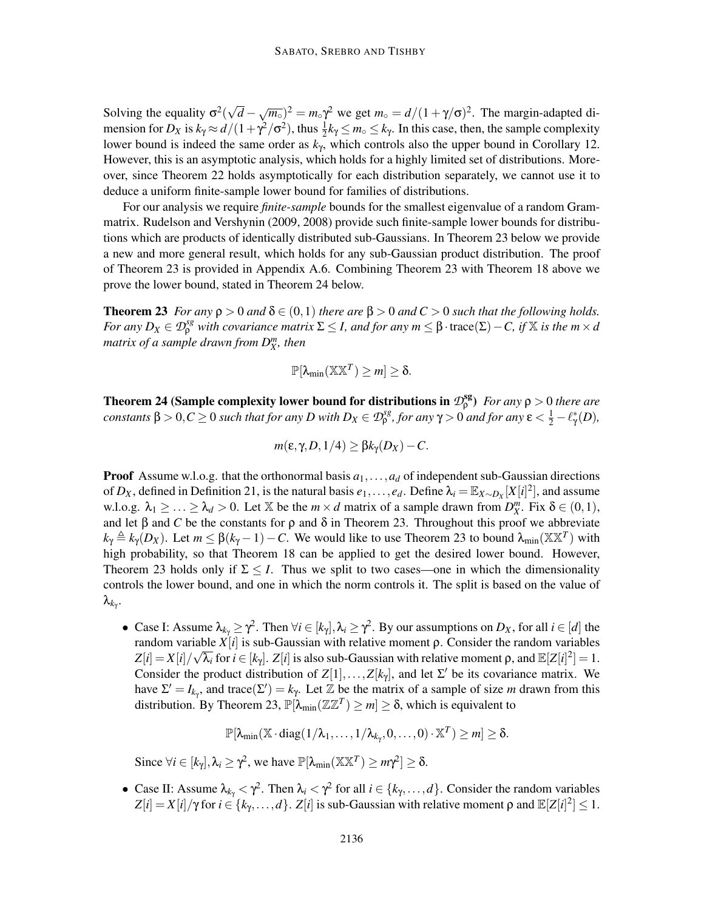Solving the equality $\sigma^2(\sqrt{d} - \sqrt{m_\circ})^2 = m_\circ\gamma^2$ we get $m_\circ = d/(1+\gamma/\sigma)^2$. The margin-adapted dimension for $D_X$ is $k_\gamma \approx d/(1+\gamma^2/\sigma^2)$, thus $\frac{1}{2}k_\gamma \leq m_\circ \leq k_\gamma$. In this case, then, the sample complexity lower bound is indeed the same order as $k_\gamma$, which controls also the upper bound in Corollary 12. However, this is an asymptotic analysis, which holds for a highly limited set of distributions. Moreover, since Theorem 22 holds asymptotically for each distribution separately, we cannot use it to deduce a uniform finite-sample lower bound for families of distributions.

For our analysis we require *finite-sample* bounds for the smallest eigenvalue of a random Gram-matrix. Rudelson and Vershynin (2009, 2008) provide such finite-sample lower bounds for distributions which are products of identically distributed sub-Gaussians. In Theorem 23 below we provide a new and more general result, which holds for any sub-Gaussian product distribution. The proof of Theorem 23 is provided in Appendix A.6. Combining Theorem 23 with Theorem 18 above we prove the lower bound, stated in Theorem 24 below.

**Theorem 23** *For any $\rho > 0$ and $\delta \in (0,1)$ there are $\beta > 0$ and $C > 0$ such that the following holds. For any $D_X \in \mathcal{D}^{sg}_\rho$ with covariance matrix $\Sigma \leq I$, and for any $m \leq \beta \cdot \mathrm{trace}(\Sigma) - C$, if $\mathbb{X}$ is the $m \times d$ matrix of a sample drawn from $D_X^m$, then*

$$\mathbb{P}[\lambda_{\min}(\mathbb{X}\mathbb{X}^T) \geq m] \geq \delta.$$

**Theorem 24 (Sample complexity lower bound for distributions in $\mathcal{D}^{sg}_\rho$)** *For any $\rho > 0$ there are constants $\beta > 0, C \geq 0$ such that for any $D$ with $D_X \in \mathcal{D}^{sg}_\rho$, for any $\gamma > 0$ and for any $\epsilon < \frac{1}{2} - \ell^*_\gamma(D)$,*

$$m(\epsilon, \gamma, D, 1/4) \geq \beta k_\gamma(D_X) - C.$$

**Proof** Assume w.l.o.g. that the orthonormal basis $a_1, \ldots, a_d$ of independent sub-Gaussian directions of $D_X$, defined in Definition 21, is the natural basis $e_1, \ldots, e_d$. Define $\lambda_i = \mathbb{E}_{X \sim D_X}[X[i]^2]$, and assume w.l.o.g. $\lambda_1 \geq \ldots \geq \lambda_d > 0$. Let $\mathbb{X}$ be the $m \times d$ matrix of a sample drawn from $D_X^m$. Fix $\delta \in (0,1)$, and let $\beta$ and $C$ be the constants for $\rho$ and $\delta$ in Theorem 23. Throughout this proof we abbreviate $k_\gamma \triangleq k_\gamma(D_X)$. Let $m \leq \beta(k_\gamma - 1) - C$. We would like to use Theorem 23 to bound $\lambda_{\min}(\mathbb{X}\mathbb{X}^T)$ with high probability, so that Theorem 18 can be applied to get the desired lower bound. However, Theorem 23 holds only if $\Sigma \leq I$. Thus we split to two cases—one in which the dimensionality controls the lower bound, and one in which the norm controls it. The split is based on the value of $\lambda_{k_\gamma}$.

- Case I: Assume $\lambda_{k_\gamma} \geq \gamma^2$. Then $\forall i \in [k_\gamma], \lambda_i \geq \gamma^2$. By our assumptions on $D_X$, for all $i \in [d]$ the random variable $X[i]$ is sub-Gaussian with relative moment $\rho$. Consider the random variables $Z[i] = X[i]/\sqrt{\lambda_i}$ for $i \in [k_\gamma]$. $Z[i]$ is also sub-Gaussian with relative moment $\rho$, and $\mathbb{E}[Z[i]^2] = 1$. Consider the product distribution of $Z[1], \ldots, Z[k_\gamma]$, and let $\Sigma'$ be its covariance matrix. We have $\Sigma' = I_{k_\gamma}$, and $\mathrm{trace}(\Sigma') = k_\gamma$. Let $\mathbb{Z}$ be the matrix of a sample of size $m$ drawn from this distribution. By Theorem 23, $\mathbb{P}[\lambda_{\min}(\mathbb{Z}\mathbb{Z}^T) \geq m] \geq \delta$, which is equivalent to

$$\mathbb{P}[\lambda_{\min}(\mathbb{X} \cdot \mathrm{diag}(1/\lambda_1, \ldots, 1/\lambda_{k_\gamma}, 0, \ldots, 0) \cdot \mathbb{X}^T) \geq m] \geq \delta.$$

  Since $\forall i \in [k_\gamma], \lambda_i \geq \gamma^2$, we have $\mathbb{P}[\lambda_{\min}(\mathbb{X}\mathbb{X}^T) \geq m\gamma^2] \geq \delta$.

- Case II: Assume $\lambda_{k_\gamma} < \gamma^2$. Then $\lambda_i < \gamma^2$ for all $i \in \{k_\gamma, \ldots, d\}$. Consider the random variables $Z[i] = X[i]/\gamma$ for $i \in \{k_\gamma, \ldots, d\}$. $Z[i]$ is sub-Gaussian with relative moment $\rho$ and $\mathbb{E}[Z[i]^2] \leq 1$.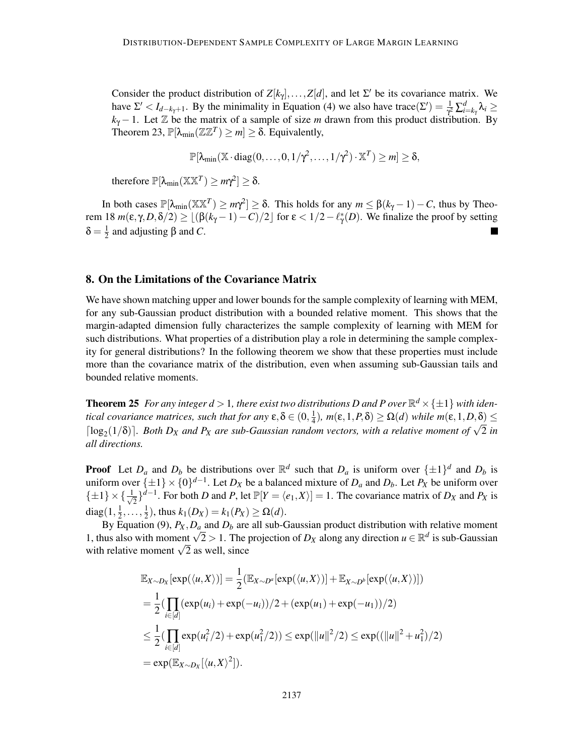Consider the product distribution of $Z[k_\gamma], \ldots, Z[d]$, and let $\Sigma'$ be its covariance matrix. We have $\Sigma' < I_{d-k_\gamma+1}$. By the minimality in Equation (4) we also have $\text{trace}(\Sigma') = \frac{1}{\gamma^2}\sum_{i=k_\gamma}^{d} \lambda_i \geq k_\gamma - 1$. Let $\mathbb{Z}$ be the matrix of a sample of size $m$ drawn from this product distribution. By Theorem 23, $\mathbb{P}[\lambda_{\min}(\mathbb{Z}\mathbb{Z}^T) \geq m] \geq \delta$. Equivalently,

$$\mathbb{P}[\lambda_{\min}(\mathbb{X} \cdot \text{diag}(0, \ldots, 0, 1/\gamma^2, \ldots, 1/\gamma^2) \cdot \mathbb{X}^T) \geq m] \geq \delta,$$

therefore $\mathbb{P}[\lambda_{\min}(\mathbb{X}\mathbb{X}^T) \geq m\gamma^2] \geq \delta$.

In both cases $\mathbb{P}[\lambda_{\min}(\mathbb{X}\mathbb{X}^T) \geq m\gamma^2] \geq \delta$. This holds for any $m \leq \beta(k_\gamma - 1) - C$, thus by Theorem 18 $m(\varepsilon, \gamma, D, \delta/2) \geq \lfloor(\beta(k_\gamma - 1) - C)/2\rfloor$ for $\varepsilon < 1/2 - \ell^*_\gamma(D)$. We finalize the proof by setting $\delta = \frac{1}{2}$ and adjusting $\beta$ and $C$. ■

## 8. On the Limitations of the Covariance Matrix

We have shown matching upper and lower bounds for the sample complexity of learning with MEM, for any sub-Gaussian product distribution with a bounded relative moment. This shows that the margin-adapted dimension fully characterizes the sample complexity of learning with MEM for such distributions. What properties of a distribution play a role in determining the sample complexity for general distributions? In the following theorem we show that these properties must include more than the covariance matrix of the distribution, even when assuming sub-Gaussian tails and bounded relative moments.

**Theorem 25** *For any integer $d > 1$, there exist two distributions $D$ and $P$ over $\mathbb{R}^d \times \{\pm 1\}$ with identical covariance matrices, such that for any $\varepsilon, \delta \in (0, \frac{1}{4})$, $m(\varepsilon, 1, P, \delta) \geq \Omega(d)$ while $m(\varepsilon, 1, D, \delta) \leq \lceil \log_2(1/\delta) \rceil$. Both $D_X$ and $P_X$ are sub-Gaussian random vectors, with a relative moment of $\sqrt{2}$ in all directions.*

**Proof** Let $D_a$ and $D_b$ be distributions over $\mathbb{R}^d$ such that $D_a$ is uniform over $\{\pm 1\}^d$ and $D_b$ is uniform over $\{\pm 1\} \times \{0\}^{d-1}$. Let $D_X$ be a balanced mixture of $D_a$ and $D_b$. Let $P_X$ be uniform over $\{\pm 1\} \times \{\frac{1}{\sqrt{2}}\}^{d-1}$. For both $D$ and $P$, let $\mathbb{P}[Y = \langle e_1, X\rangle] = 1$. The covariance matrix of $D_X$ and $P_X$ is $\text{diag}(1, \frac{1}{2}, \ldots, \frac{1}{2})$, thus $k_1(D_X) = k_1(P_X) \geq \Omega(d)$.

By Equation (9), $P_X, D_a$ and $D_b$ are all sub-Gaussian product distribution with relative moment 1, thus also with moment $\sqrt{2} > 1$. The projection of $D_X$ along any direction $u \in \mathbb{R}^d$ is sub-Gaussian with relative moment $\sqrt{2}$ as well, since

$$\begin{aligned}
\mathbb{E}_{X\sim D_X}[\exp(\langle u, X\rangle)] &= \frac{1}{2}(\mathbb{E}_{X\sim D^a}[\exp(\langle u, X\rangle)] + \mathbb{E}_{X\sim D^b}[\exp(\langle u, X\rangle)]) \\
&= \frac{1}{2}(\prod_{i\in[d]}(\exp(u_i) + \exp(-u_i))/2 + (\exp(u_1) + \exp(-u_1))/2) \\
&\leq \frac{1}{2}(\prod_{i\in[d]}\exp(u_i^2/2) + \exp(u_1^2/2)) \leq \exp(\|u\|^2/2) \leq \exp((\|u\|^2 + u_1^2)/2) \\
&= \exp(\mathbb{E}_{X\sim D_X}[\langle u, X\rangle^2]).
\end{aligned}$$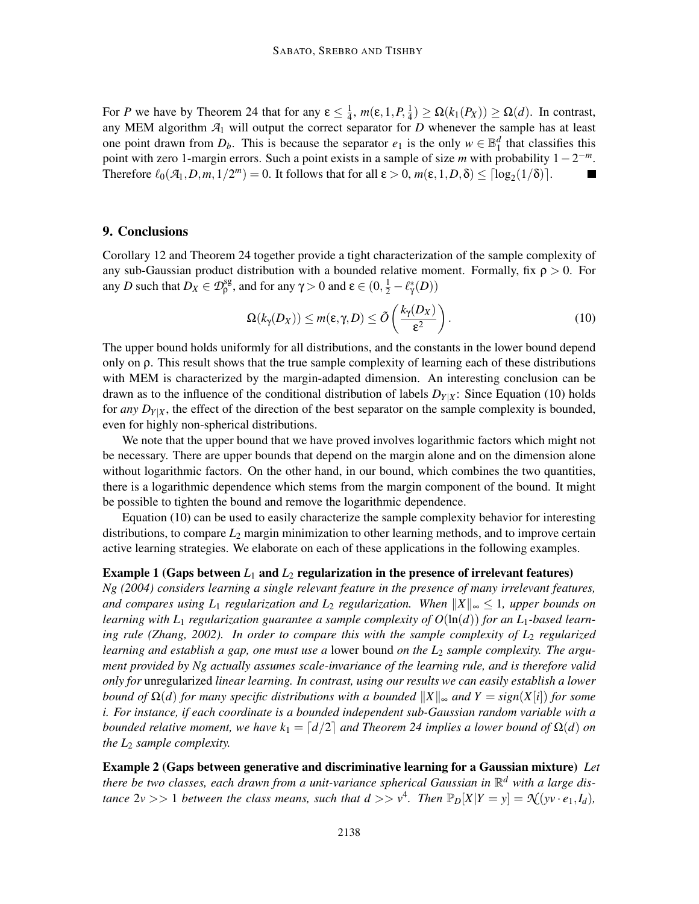For $P$ we have by Theorem 24 that for any $\epsilon \leq \frac{1}{4}$, $m(\epsilon, 1, P, \frac{1}{4}) \geq \Omega(k_1(P_X)) \geq \Omega(d)$. In contrast, any MEM algorithm $\mathcal{A}_1$ will output the correct separator for $D$ whenever the sample has at least one point drawn from $D_b$. This is because the separator $e_1$ is the only $w \in \mathbb{B}_1^d$ that classifies this point with zero 1-margin errors. Such a point exists in a sample of size $m$ with probability $1 - 2^{-m}$. Therefore $\ell_0(\mathcal{A}_1, D, m, 1/2^m) = 0$. It follows that for all $\epsilon > 0$, $m(\epsilon, 1, D, \delta) \leq \lceil \log_2(1/\delta) \rceil$. ■

## 9. Conclusions

Corollary 12 and Theorem 24 together provide a tight characterization of the sample complexity of any sub-Gaussian product distribution with a bounded relative moment. Formally, fix $\rho > 0$. For any $D$ such that $D_X \in \mathcal{D}_\rho^{\text{sg}}$, and for any $\gamma > 0$ and $\epsilon \in (0, \frac{1}{2} - \ell_\gamma^*(D))$

$$\Omega(k_\gamma(D_X)) \leq m(\epsilon, \gamma, D) \leq \tilde{O}\left(\frac{k_\gamma(D_X)}{\epsilon^2}\right). \tag{10}$$

The upper bound holds uniformly for all distributions, and the constants in the lower bound depend only on $\rho$. This result shows that the true sample complexity of learning each of these distributions with MEM is characterized by the margin-adapted dimension. An interesting conclusion can be drawn as to the influence of the conditional distribution of labels $D_{Y|X}$: Since Equation (10) holds for *any* $D_{Y|X}$, the effect of the direction of the best separator on the sample complexity is bounded, even for highly non-spherical distributions.

We note that the upper bound that we have proved involves logarithmic factors which might not be necessary. There are upper bounds that depend on the margin alone and on the dimension alone without logarithmic factors. On the other hand, in our bound, which combines the two quantities, there is a logarithmic dependence which stems from the margin component of the bound. It might be possible to tighten the bound and remove the logarithmic dependence.

Equation (10) can be used to easily characterize the sample complexity behavior for interesting distributions, to compare $L_2$ margin minimization to other learning methods, and to improve certain active learning strategies. We elaborate on each of these applications in the following examples.

**Example 1 (Gaps between $L_1$ and $L_2$ regularization in the presence of irrelevant features)** *Ng (2004) considers learning a single relevant feature in the presence of many irrelevant features, and compares using $L_1$ regularization and $L_2$ regularization. When $\|X\|_\infty \leq 1$, upper bounds on learning with $L_1$ regularization guarantee a sample complexity of $O(\ln(d))$ for an $L_1$-based learning rule (Zhang, 2002). In order to compare this with the sample complexity of $L_2$ regularized learning and establish a gap, one must use a* lower bound *on the $L_2$ sample complexity. The argument provided by Ng actually assumes scale-invariance of the learning rule, and is therefore valid only for* unregularized *linear learning. In contrast, using our results we can easily establish a lower bound of $\Omega(d)$ for many specific distributions with a bounded $\|X\|_\infty$ and $Y = sign(X[i])$ for some $i$. For instance, if each coordinate is a bounded independent sub-Gaussian random variable with a bounded relative moment, we have $k_1 = \lceil d/2 \rceil$ and Theorem 24 implies a lower bound of $\Omega(d)$ on the $L_2$ sample complexity.*

**Example 2 (Gaps between generative and discriminative learning for a Gaussian mixture)** *Let there be two classes, each drawn from a unit-variance spherical Gaussian in $\mathbb{R}^d$ with a large distance $2v >> 1$ between the class means, such that $d >> v^4$. Then $\mathbb{P}_D[X|Y = y] = \mathcal{N}(yv \cdot e_1, I_d)$,*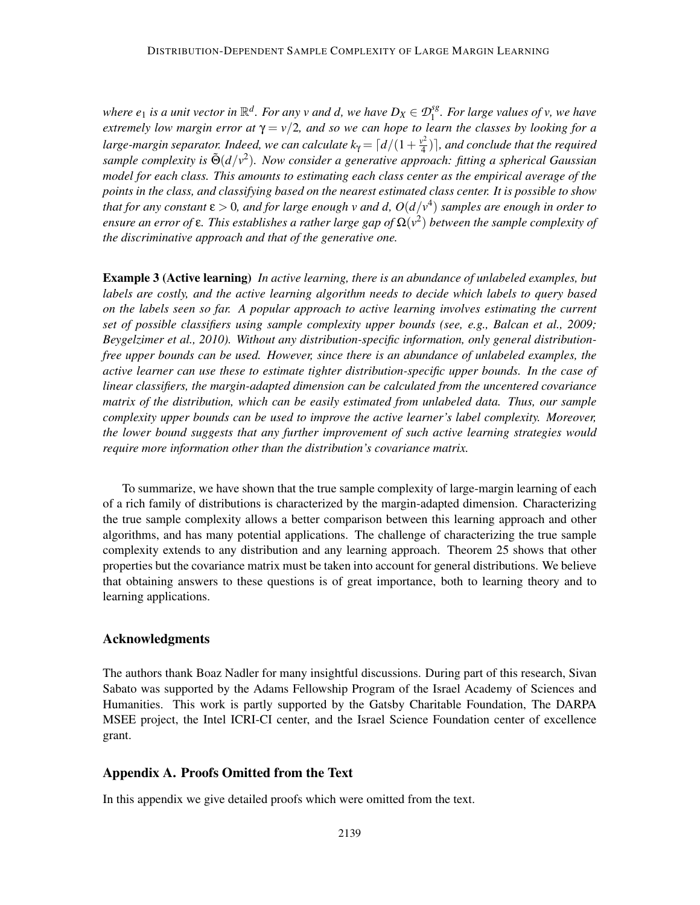*where $e_1$ is a unit vector in $\mathbb{R}^d$. For any $v$ and $d$, we have $D_X \in \mathcal{D}_1^{sg}$. For large values of $v$, we have extremely low margin error at $\gamma = v/2$, and so we can hope to learn the classes by looking for a large-margin separator. Indeed, we can calculate $k_\gamma = \lceil d/(1+\frac{v^2}{4})\rceil$, and conclude that the required sample complexity is $\tilde{\Theta}(d/v^2)$. Now consider a generative approach: fitting a spherical Gaussian model for each class. This amounts to estimating each class center as the empirical average of the points in the class, and classifying based on the nearest estimated class center. It is possible to show that for any constant $\varepsilon > 0$, and for large enough $v$ and $d$, $O(d/v^4)$ samples are enough in order to ensure an error of $\varepsilon$. This establishes a rather large gap of $\Omega(v^2)$ between the sample complexity of the discriminative approach and that of the generative one.*

**Example 3 (Active learning)** *In active learning, there is an abundance of unlabeled examples, but labels are costly, and the active learning algorithm needs to decide which labels to query based on the labels seen so far. A popular approach to active learning involves estimating the current set of possible classifiers using sample complexity upper bounds (see, e.g., Balcan et al., 2009; Beygelzimer et al., 2010). Without any distribution-specific information, only general distribution-free upper bounds can be used. However, since there is an abundance of unlabeled examples, the active learner can use these to estimate tighter distribution-specific upper bounds. In the case of linear classifiers, the margin-adapted dimension can be calculated from the uncentered covariance matrix of the distribution, which can be easily estimated from unlabeled data. Thus, our sample complexity upper bounds can be used to improve the active learner's label complexity. Moreover, the lower bound suggests that any further improvement of such active learning strategies would require more information other than the distribution's covariance matrix.*

To summarize, we have shown that the true sample complexity of large-margin learning of each of a rich family of distributions is characterized by the margin-adapted dimension. Characterizing the true sample complexity allows a better comparison between this learning approach and other algorithms, and has many potential applications. The challenge of characterizing the true sample complexity extends to any distribution and any learning approach. Theorem 25 shows that other properties but the covariance matrix must be taken into account for general distributions. We believe that obtaining answers to these questions is of great importance, both to learning theory and to learning applications.

## Acknowledgments

The authors thank Boaz Nadler for many insightful discussions. During part of this research, Sivan Sabato was supported by the Adams Fellowship Program of the Israel Academy of Sciences and Humanities. This work is partly supported by the Gatsby Charitable Foundation, The DARPA MSEE project, the Intel ICRI-CI center, and the Israel Science Foundation center of excellence grant.

## Appendix A. Proofs Omitted from the Text

In this appendix we give detailed proofs which were omitted from the text.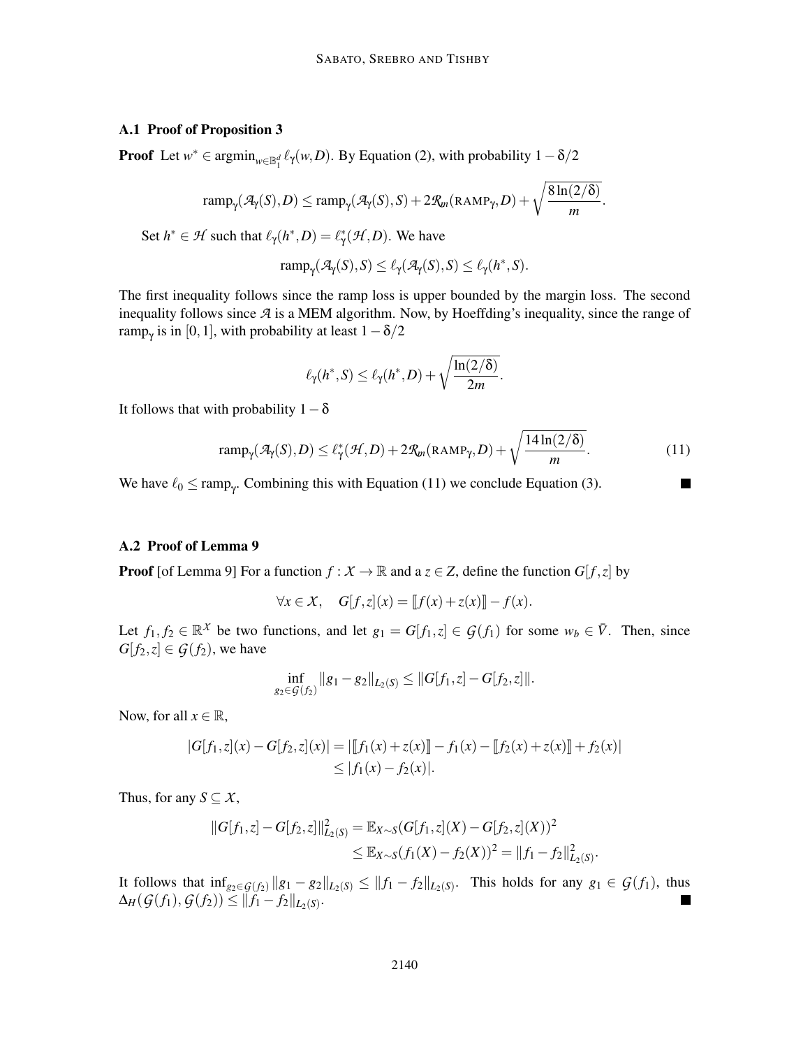### A.1 Proof of Proposition 3

**Proof** Let $w^* \in \operatorname{argmin}_{w \in \mathbb{B}_1^d} \ell_\gamma(w, D)$. By Equation (2), with probability $1 - \delta/2$

$$\operatorname{ramp}_\gamma(\mathcal{A}_\gamma(S), D) \leq \operatorname{ramp}_\gamma(\mathcal{A}_\gamma(S), S) + 2\mathcal{R}_m(\text{RAMP}_\gamma, D) + \sqrt{\frac{8\ln(2/\delta)}{m}}.$$

Set $h^* \in \mathcal{H}$ such that $\ell_\gamma(h^*, D) = \ell_\gamma^*(\mathcal{H}, D)$. We have

$$\operatorname{ramp}_\gamma(\mathcal{A}_\gamma(S), S) \leq \ell_\gamma(\mathcal{A}_\gamma(S), S) \leq \ell_\gamma(h^*, S).$$

The first inequality follows since the ramp loss is upper bounded by the margin loss. The second inequality follows since $\mathcal{A}$ is a MEM algorithm. Now, by Hoeffding's inequality, since the range of $\operatorname{ramp}_\gamma$ is in $[0, 1]$, with probability at least $1 - \delta/2$

$$\ell_\gamma(h^*, S) \leq \ell_\gamma(h^*, D) + \sqrt{\frac{\ln(2/\delta)}{2m}}.$$

It follows that with probability $1 - \delta$

$$\operatorname{ramp}_\gamma(\mathcal{A}_\gamma(S), D) \leq \ell_\gamma^*(\mathcal{H}, D) + 2\mathcal{R}_m(\text{RAMP}_\gamma, D) + \sqrt{\frac{14\ln(2/\delta)}{m}}. \tag{11}$$

We have $\ell_0 \leq \operatorname{ramp}_\gamma$. Combining this with Equation (11) we conclude Equation (3). ■

### A.2 Proof of Lemma 9

**Proof** [of Lemma 9] For a function $f : \mathcal{X} \to \mathbb{R}$ and a $z \in Z$, define the function $G[f, z]$ by

$$\forall x \in \mathcal{X}, \quad G[f, z](x) = [\![ f(x) + z(x) ]\!] - f(x).$$

Let $f_1, f_2 \in \mathbb{R}^{\mathcal{X}}$ be two functions, and let $g_1 = G[f_1, z] \in \mathcal{G}(f_1)$ for some $w_b \in \bar{V}$. Then, since $G[f_2, z] \in \mathcal{G}(f_2)$, we have

$$\inf_{g_2 \in \mathcal{G}(f_2)} \|g_1 - g_2\|_{L_2(S)} \leq \|G[f_1, z] - G[f_2, z]\|.$$

Now, for all $x \in \mathbb{R}$,

$$\begin{aligned}
|G[f_1, z](x) - G[f_2, z](x)| &= |[\![ f_1(x) + z(x) ]\!] - f_1(x) - [\![ f_2(x) + z(x) ]\!] + f_2(x)| \\
&\leq |f_1(x) - f_2(x)|.
\end{aligned}$$

Thus, for any $S \subseteq \mathcal{X}$,

$$\begin{aligned}
\|G[f_1, z] - G[f_2, z]\|_{L_2(S)}^2 &= \mathbb{E}_{X \sim S}(G[f_1, z](X) - G[f_2, z](X))^2 \\
&\leq \mathbb{E}_{X \sim S}(f_1(X) - f_2(X))^2 = \|f_1 - f_2\|_{L_2(S)}^2.
\end{aligned}$$

It follows that $\inf_{g_2 \in \mathcal{G}(f_2)} \|g_1 - g_2\|_{L_2(S)} \leq \|f_1 - f_2\|_{L_2(S)}$. This holds for any $g_1 \in \mathcal{G}(f_1)$, thus $\Delta_H(\mathcal{G}(f_1), \mathcal{G}(f_2)) \leq \|f_1 - f_2\|_{L_2(S)}$. ■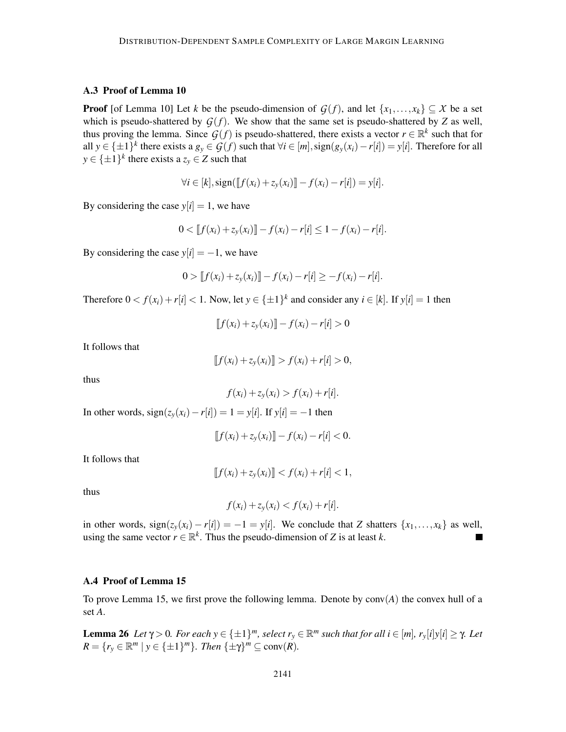### A.3 Proof of Lemma 10

**Proof** [of Lemma 10] Let $k$ be the pseudo-dimension of $\mathcal{G}(f)$, and let $\{x_1, \ldots, x_k\} \subseteq \mathcal{X}$ be a set which is pseudo-shattered by $\mathcal{G}(f)$. We show that the same set is pseudo-shattered by $Z$ as well, thus proving the lemma. Since $\mathcal{G}(f)$ is pseudo-shattered, there exists a vector $r \in \mathbb{R}^k$ such that for all $y \in \{\pm 1\}^k$ there exists a $g_y \in \mathcal{G}(f)$ such that $\forall i \in [m], \text{sign}(g_y(x_i) - r[i]) = y[i]$. Therefore for all $y \in \{\pm 1\}^k$ there exists a $z_y \in Z$ such that

$$\forall i \in [k], \text{sign}(\llbracket f(x_i) + z_y(x_i) \rrbracket - f(x_i) - r[i]) = y[i].$$

By considering the case $y[i] = 1$, we have

$$0 < \llbracket f(x_i) + z_y(x_i) \rrbracket - f(x_i) - r[i] \leq 1 - f(x_i) - r[i].$$

By considering the case $y[i] = -1$, we have

$$0 > \llbracket f(x_i) + z_y(x_i) \rrbracket - f(x_i) - r[i] \geq -f(x_i) - r[i].$$

Therefore $0 < f(x_i) + r[i] < 1$. Now, let $y \in \{\pm 1\}^k$ and consider any $i \in [k]$. If $y[i] = 1$ then

$$\llbracket f(x_i) + z_y(x_i) \rrbracket - f(x_i) - r[i] > 0$$

It follows that

$$\llbracket f(x_i) + z_y(x_i) \rrbracket > f(x_i) + r[i] > 0,$$

thus

$$f(x_i) + z_y(x_i) > f(x_i) + r[i].$$

In other words, $\text{sign}(z_y(x_i) - r[i]) = 1 = y[i]$. If $y[i] = -1$ then

$$\llbracket f(x_i) + z_y(x_i) \rrbracket - f(x_i) - r[i] < 0.$$

It follows that

$$\llbracket f(x_i) + z_y(x_i) \rrbracket < f(x_i) + r[i] < 1,$$

thus

$$f(x_i) + z_y(x_i) < f(x_i) + r[i].$$

in other words, $\text{sign}(z_y(x_i) - r[i]) = -1 = y[i]$. We conclude that $Z$ shatters $\{x_1, \ldots, x_k\}$ as well, using the same vector $r \in \mathbb{R}^k$. Thus the pseudo-dimension of $Z$ is at least $k$. ■

### A.4 Proof of Lemma 15

To prove Lemma 15, we first prove the following lemma. Denote by $\text{conv}(A)$ the convex hull of a set $A$.

**Lemma 26** *Let $\gamma > 0$. For each $y \in \{\pm 1\}^m$, select $r_y \in \mathbb{R}^m$ such that for all $i \in [m]$, $r_y[i]y[i] \geq \gamma$. Let $R = \{r_y \in \mathbb{R}^m \mid y \in \{\pm 1\}^m\}$. Then $\{\pm\gamma\}^m \subseteq \text{conv}(R)$.*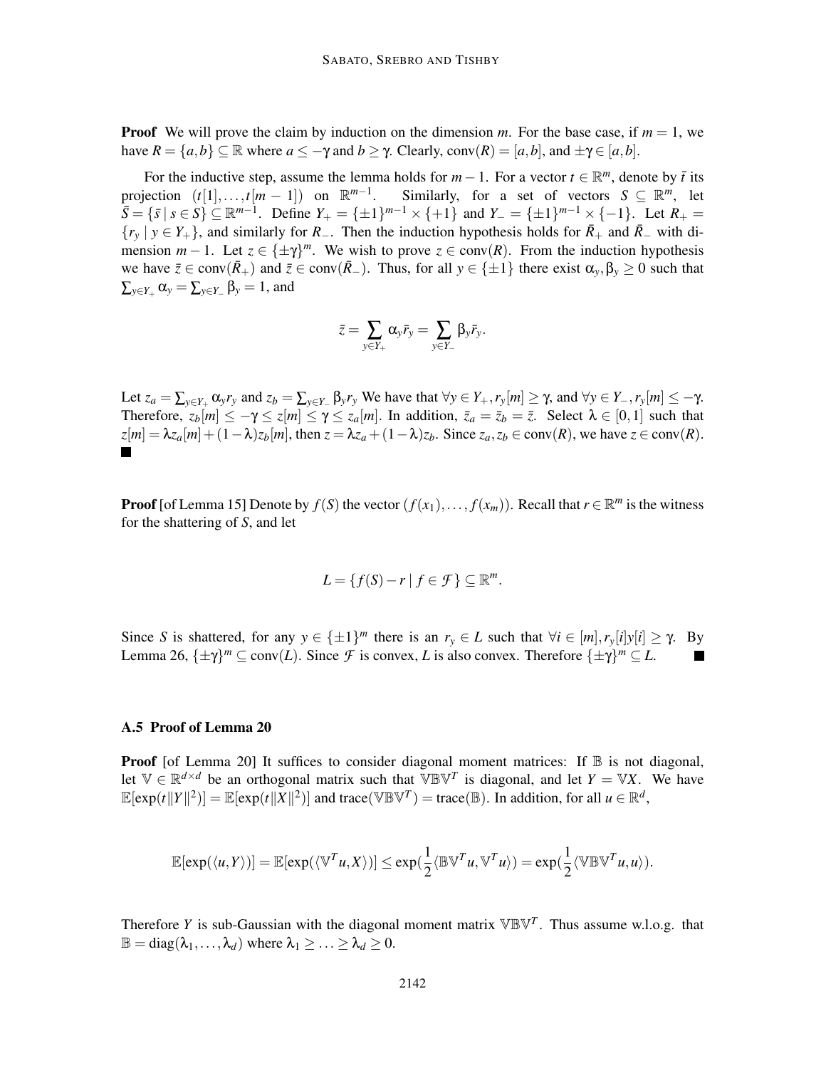**Proof** We will prove the claim by induction on the dimension $m$. For the base case, if $m = 1$, we have $R = \{a, b\} \subseteq \mathbb{R}$ where $a \leq -\gamma$ and $b \geq \gamma$. Clearly, $\text{conv}(R) = [a, b]$, and $\pm\gamma \in [a, b]$.

For the inductive step, assume the lemma holds for $m-1$. For a vector $t \in \mathbb{R}^m$, denote by $\bar{t}$ its projection $(t[1], \ldots, t[m-1])$ on $\mathbb{R}^{m-1}$. Similarly, for a set of vectors $S \subseteq \mathbb{R}^m$, let $\bar{S} = \{\bar{s} \mid s \in S\} \subseteq \mathbb{R}^{m-1}$. Define $Y_+ = \{\pm 1\}^{m-1} \times \{+1\}$ and $Y_- = \{\pm 1\}^{m-1} \times \{-1\}$. Let $R_+ = \{r_y \mid y \in Y_+\}$, and similarly for $R_-$. Then the induction hypothesis holds for $\bar{R}_+$ and $\bar{R}_-$ with dimension $m-1$. Let $z \in \{\pm\gamma\}^m$. We wish to prove $z \in \text{conv}(R)$. From the induction hypothesis we have $\bar{z} \in \text{conv}(\bar{R}_+)$ and $\bar{z} \in \text{conv}(\bar{R}_-)$. Thus, for all $y \in \{\pm 1\}$ there exist $\alpha_y, \beta_y \geq 0$ such that $\sum_{y \in Y_+} \alpha_y = \sum_{y \in Y_-} \beta_y = 1$, and

$$\bar{z} = \sum_{y \in Y_+} \alpha_y \bar{r}_y = \sum_{y \in Y_-} \beta_y \bar{r}_y.$$

Let $z_a = \sum_{y \in Y_+} \alpha_y r_y$ and $z_b = \sum_{y \in Y_-} \beta_y r_y$ We have that $\forall y \in Y_+, r_y[m] \geq \gamma$, and $\forall y \in Y_-, r_y[m] \leq -\gamma$. Therefore, $z_b[m] \leq -\gamma \leq z[m] \leq \gamma \leq z_a[m]$. In addition, $\bar{z}_a = \bar{z}_b = \bar{z}$. Select $\lambda \in [0,1]$ such that $z[m] = \lambda z_a[m] + (1-\lambda) z_b[m]$, then $z = \lambda z_a + (1-\lambda) z_b$. Since $z_a, z_b \in \text{conv}(R)$, we have $z \in \text{conv}(R)$. ■

**Proof** [of Lemma 15] Denote by $f(S)$ the vector $(f(x_1), \ldots, f(x_m))$. Recall that $r \in \mathbb{R}^m$ is the witness for the shattering of $S$, and let

$$L = \{f(S) - r \mid f \in \mathcal{F}\} \subseteq \mathbb{R}^m.$$

Since $S$ is shattered, for any $y \in \{\pm 1\}^m$ there is an $r_y \in L$ such that $\forall i \in [m], r_y[i] y[i] \geq \gamma$. By Lemma 26, $\{\pm\gamma\}^m \subseteq \text{conv}(L)$. Since $\mathcal{F}$ is convex, $L$ is also convex. Therefore $\{\pm\gamma\}^m \subseteq L$. ■

### A.5 Proof of Lemma 20

**Proof** [of Lemma 20] It suffices to consider diagonal moment matrices: If $\mathbb{B}$ is not diagonal, let $\mathbb{V} \in \mathbb{R}^{d \times d}$ be an orthogonal matrix such that $\mathbb{V}\mathbb{B}\mathbb{V}^T$ is diagonal, and let $Y = \mathbb{V}X$. We have $\mathbb{E}[\exp(t\|Y\|^2)] = \mathbb{E}[\exp(t\|X\|^2)]$ and $\text{trace}(\mathbb{V}\mathbb{B}\mathbb{V}^T) = \text{trace}(\mathbb{B})$. In addition, for all $u \in \mathbb{R}^d$,

$$\mathbb{E}[\exp(\langle u, Y \rangle)] = \mathbb{E}[\exp(\langle \mathbb{V}^T u, X \rangle)] \leq \exp(\frac{1}{2} \langle \mathbb{B}\mathbb{V}^T u, \mathbb{V}^T u \rangle) = \exp(\frac{1}{2} \langle \mathbb{V}\mathbb{B}\mathbb{V}^T u, u \rangle).$$

Therefore $Y$ is sub-Gaussian with the diagonal moment matrix $\mathbb{V}\mathbb{B}\mathbb{V}^T$. Thus assume w.l.o.g. that $\mathbb{B} = \text{diag}(\lambda_1, \ldots, \lambda_d)$ where $\lambda_1 \geq \ldots \geq \lambda_d \geq 0$.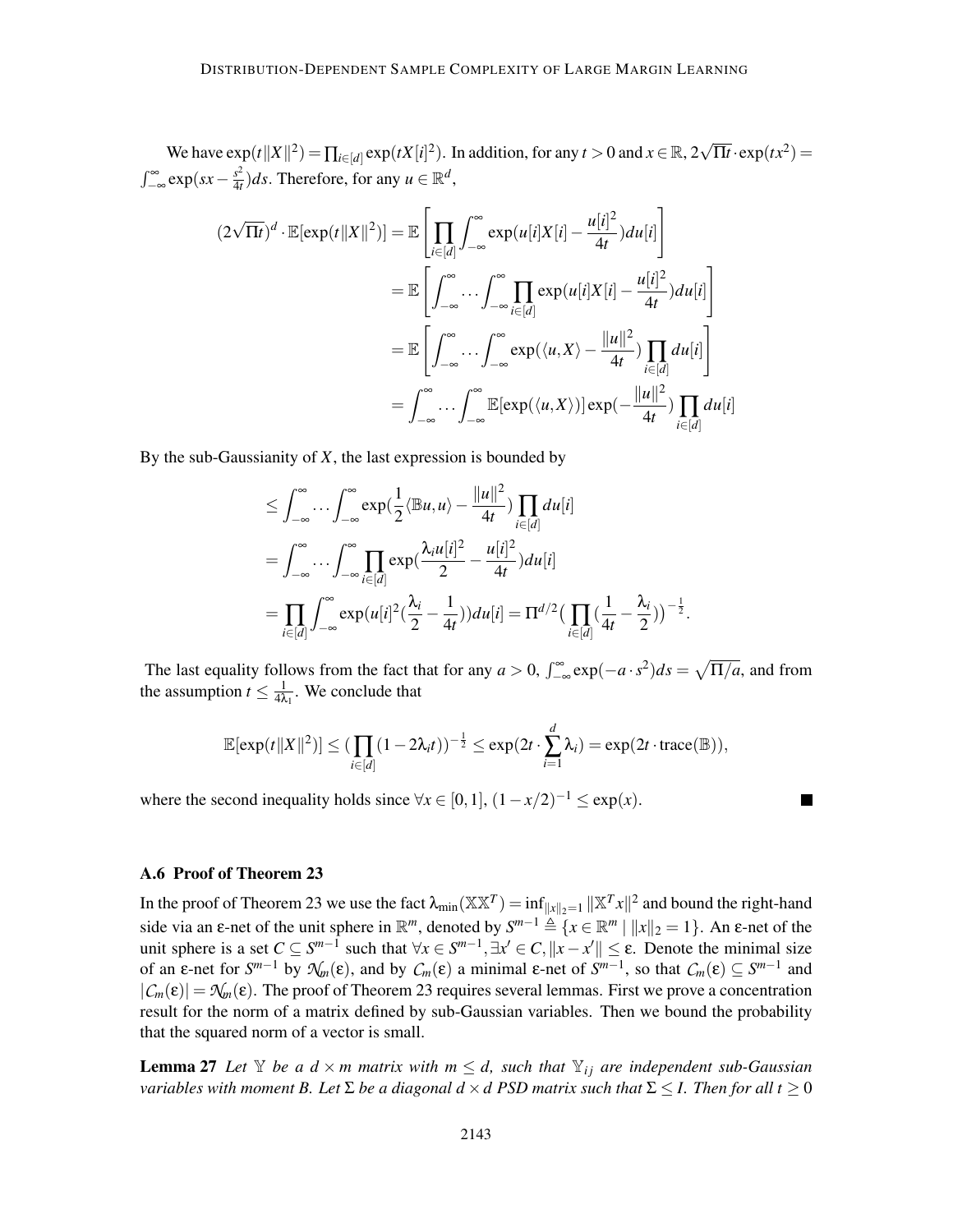We have $\exp(t\|X\|^2) = \prod_{i\in[d]} \exp(tX[i]^2)$. In addition, for any $t > 0$ and $x \in \mathbb{R}$, $2\sqrt{\Pi t} \cdot \exp(tx^2) = \int_{-\infty}^{\infty} \exp(sx - \frac{s^2}{4t})ds$. Therefore, for any $u \in \mathbb{R}^d$,

$$
\begin{aligned}
(2\sqrt{\Pi t})^d \cdot \mathbb{E}[\exp(t\|X\|^2)] &= \mathbb{E}\left[\prod_{i\in[d]} \int_{-\infty}^{\infty} \exp(u[i]X[i] - \frac{u[i]^2}{4t})du[i]\right] \\
&= \mathbb{E}\left[\int_{-\infty}^{\infty} \cdots \int_{-\infty}^{\infty} \prod_{i\in[d]} \exp(u[i]X[i] - \frac{u[i]^2}{4t})du[i]\right] \\
&= \mathbb{E}\left[\int_{-\infty}^{\infty} \cdots \int_{-\infty}^{\infty} \exp(\langle u, X\rangle - \frac{\|u\|^2}{4t}) \prod_{i\in[d]} du[i]\right] \\
&= \int_{-\infty}^{\infty} \cdots \int_{-\infty}^{\infty} \mathbb{E}[\exp(\langle u, X\rangle)] \exp(-\frac{\|u\|^2}{4t}) \prod_{i\in[d]} du[i]
\end{aligned}
$$

By the sub-Gaussianity of $X$, the last expression is bounded by

$$
\begin{aligned}
&\leq \int_{-\infty}^{\infty} \cdots \int_{-\infty}^{\infty} \exp(\frac{1}{2}\langle \mathbb{B}u, u\rangle - \frac{\|u\|^2}{4t}) \prod_{i\in[d]} du[i] \\
&= \int_{-\infty}^{\infty} \cdots \int_{-\infty}^{\infty} \prod_{i\in[d]} \exp(\frac{\lambda_i u[i]^2}{2} - \frac{u[i]^2}{4t})du[i] \\
&= \prod_{i\in[d]} \int_{-\infty}^{\infty} \exp(u[i]^2(\frac{\lambda_i}{2} - \frac{1}{4t}))du[i] = \Pi^{d/2}\big(\prod_{i\in[d]} (\frac{1}{4t} - \frac{\lambda_i}{2})\big)^{-\frac{1}{2}}.
\end{aligned}
$$

The last equality follows from the fact that for any $a > 0$, $\int_{-\infty}^{\infty} \exp(-a \cdot s^2)ds = \sqrt{\Pi/a}$, and from the assumption $t \leq \frac{1}{4\lambda_1}$. We conclude that

$$
\mathbb{E}[\exp(t\|X\|^2)] \leq (\prod_{i\in[d]} (1 - 2\lambda_i t))^{-\frac{1}{2}} \leq \exp(2t \cdot \sum_{i=1}^{d} \lambda_i) = \exp(2t \cdot \mathrm{trace}(\mathbb{B})),
$$

where the second inequality holds since $\forall x \in [0,1]$, $(1 - x/2)^{-1} \leq \exp(x)$. ■

### A.6 Proof of Theorem 23

In the proof of Theorem 23 we use the fact $\lambda_{\min}(\mathbb{X}\mathbb{X}^T) = \inf_{\|x\|_2=1} \|\mathbb{X}^T x\|^2$ and bound the right-hand side via an $\varepsilon$-net of the unit sphere in $\mathbb{R}^m$, denoted by $S^{m-1} \triangleq \{x \in \mathbb{R}^m \mid \|x\|_2 = 1\}$. An $\varepsilon$-net of the unit sphere is a set $C \subseteq S^{m-1}$ such that $\forall x \in S^{m-1}, \exists x' \in C, \|x - x'\| \leq \varepsilon$. Denote the minimal size of an $\varepsilon$-net for $S^{m-1}$ by $\mathcal{N}_m(\varepsilon)$, and by $\mathcal{C}_m(\varepsilon)$ a minimal $\varepsilon$-net of $S^{m-1}$, so that $\mathcal{C}_m(\varepsilon) \subseteq S^{m-1}$ and $|\mathcal{C}_m(\varepsilon)| = \mathcal{N}_m(\varepsilon)$. The proof of Theorem 23 requires several lemmas. First we prove a concentration result for the norm of a matrix defined by sub-Gaussian variables. Then we bound the probability that the squared norm of a vector is small.

**Lemma 27** *Let $\mathbb{Y}$ be a $d \times m$ matrix with $m \leq d$, such that $\mathbb{Y}_{ij}$ are independent sub-Gaussian variables with moment $B$. Let $\Sigma$ be a diagonal $d \times d$ PSD matrix such that $\Sigma \leq I$. Then for all $t \geq 0$*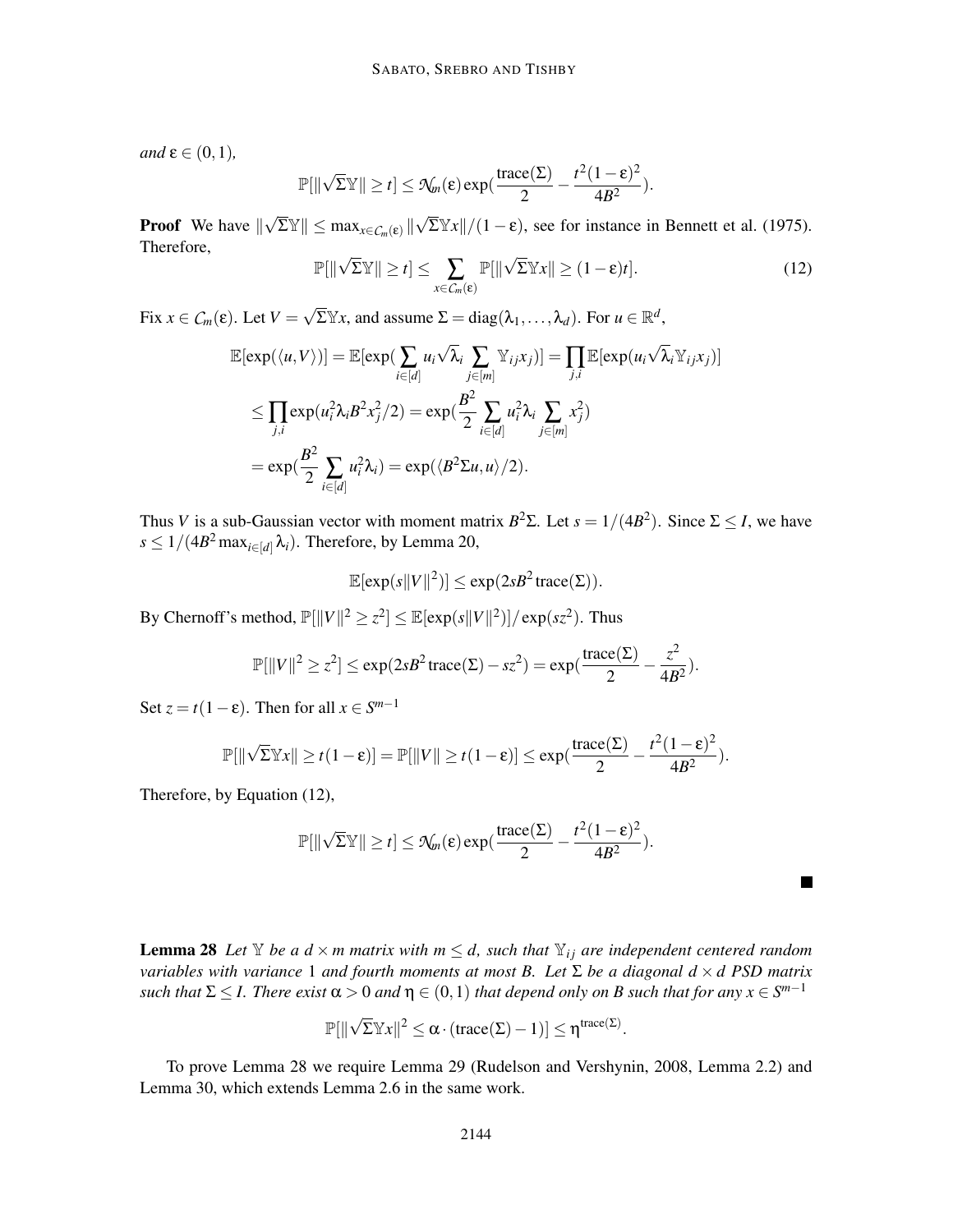*and* $\epsilon \in (0,1)$*,*

$$\mathbb{P}[\|\sqrt{\Sigma}\mathbb{Y}\| \geq t] \leq \mathcal{N}_m(\epsilon)\exp(\frac{\mathrm{trace}(\Sigma)}{2} - \frac{t^2(1-\epsilon)^2}{4B^2}).$$

**Proof** We have $\|\sqrt{\Sigma}\mathbb{Y}\| \leq \max_{x\in\mathcal{C}_m(\epsilon)} \|\sqrt{\Sigma}\mathbb{Y}x\|/(1-\epsilon)$, see for instance in Bennett et al. (1975). Therefore,

$$\mathbb{P}[\|\sqrt{\Sigma}\mathbb{Y}\| \geq t] \leq \sum_{x\in\mathcal{C}_m(\epsilon)} \mathbb{P}[\|\sqrt{\Sigma}\mathbb{Y}x\| \geq (1-\epsilon)t]. \tag{12}$$

Fix $x \in \mathcal{C}_m(\epsilon)$. Let $V = \sqrt{\Sigma}\mathbb{Y}x$, and assume $\Sigma = \mathrm{diag}(\lambda_1,\ldots,\lambda_d)$. For $u \in \mathbb{R}^d$,

$$\begin{aligned}
\mathbb{E}[\exp(\langle u, V\rangle)] &= \mathbb{E}[\exp(\sum_{i\in[d]} u_i\sqrt{\lambda}_i \sum_{j\in[m]} \mathbb{Y}_{ij}x_j)] = \prod_{j,i}\mathbb{E}[\exp(u_i\sqrt{\lambda}_i\mathbb{Y}_{ij}x_j)] \\
&\leq \prod_{j,i}\exp(u_i^2\lambda_i B^2 x_j^2/2) = \exp(\frac{B^2}{2}\sum_{i\in[d]} u_i^2\lambda_i \sum_{j\in[m]} x_j^2) \\
&= \exp(\frac{B^2}{2}\sum_{i\in[d]} u_i^2\lambda_i) = \exp(\langle B^2\Sigma u, u\rangle/2).
\end{aligned}$$

Thus $V$ is a sub-Gaussian vector with moment matrix $B^2\Sigma$. Let $s = 1/(4B^2)$. Since $\Sigma \leq I$, we have $s \leq 1/(4B^2\max_{i\in[d]}\lambda_i)$. Therefore, by Lemma 20,

$$\mathbb{E}[\exp(s\|V\|^2)] \leq \exp(2sB^2\,\mathrm{trace}(\Sigma)).$$

By Chernoff's method, $\mathbb{P}[\|V\|^2 \geq z^2] \leq \mathbb{E}[\exp(s\|V\|^2)]/\exp(sz^2)$. Thus

$$\mathbb{P}[\|V\|^2 \geq z^2] \leq \exp(2sB^2\,\mathrm{trace}(\Sigma) - sz^2) = \exp(\frac{\mathrm{trace}(\Sigma)}{2} - \frac{z^2}{4B^2}).$$

Set $z = t(1-\epsilon)$. Then for all $x \in S^{m-1}$

$$\mathbb{P}[\|\sqrt{\Sigma}\mathbb{Y}x\| \geq t(1-\epsilon)] = \mathbb{P}[\|V\| \geq t(1-\epsilon)] \leq \exp(\frac{\mathrm{trace}(\Sigma)}{2} - \frac{t^2(1-\epsilon)^2}{4B^2}).$$

Therefore, by Equation (12),

$$\mathbb{P}[\|\sqrt{\Sigma}\mathbb{Y}\| \geq t] \leq \mathcal{N}_m(\epsilon)\exp(\frac{\mathrm{trace}(\Sigma)}{2} - \frac{t^2(1-\epsilon)^2}{4B^2}).$$

■

**Lemma 28** *Let $\mathbb{Y}$ be a $d\times m$ matrix with $m \leq d$, such that $\mathbb{Y}_{ij}$ are independent centered random variables with variance 1 and fourth moments at most $B$. Let $\Sigma$ be a diagonal $d\times d$ PSD matrix such that $\Sigma \leq I$. There exist $\alpha > 0$ and $\eta \in (0,1)$ that depend only on $B$ such that for any $x \in S^{m-1}$*

$$\mathbb{P}[\|\sqrt{\Sigma}\mathbb{Y}x\|^2 \leq \alpha\cdot(\mathrm{trace}(\Sigma)-1)] \leq \eta^{\mathrm{trace}(\Sigma)}.$$

To prove Lemma 28 we require Lemma 29 (Rudelson and Vershynin, 2008, Lemma 2.2) and Lemma 30, which extends Lemma 2.6 in the same work.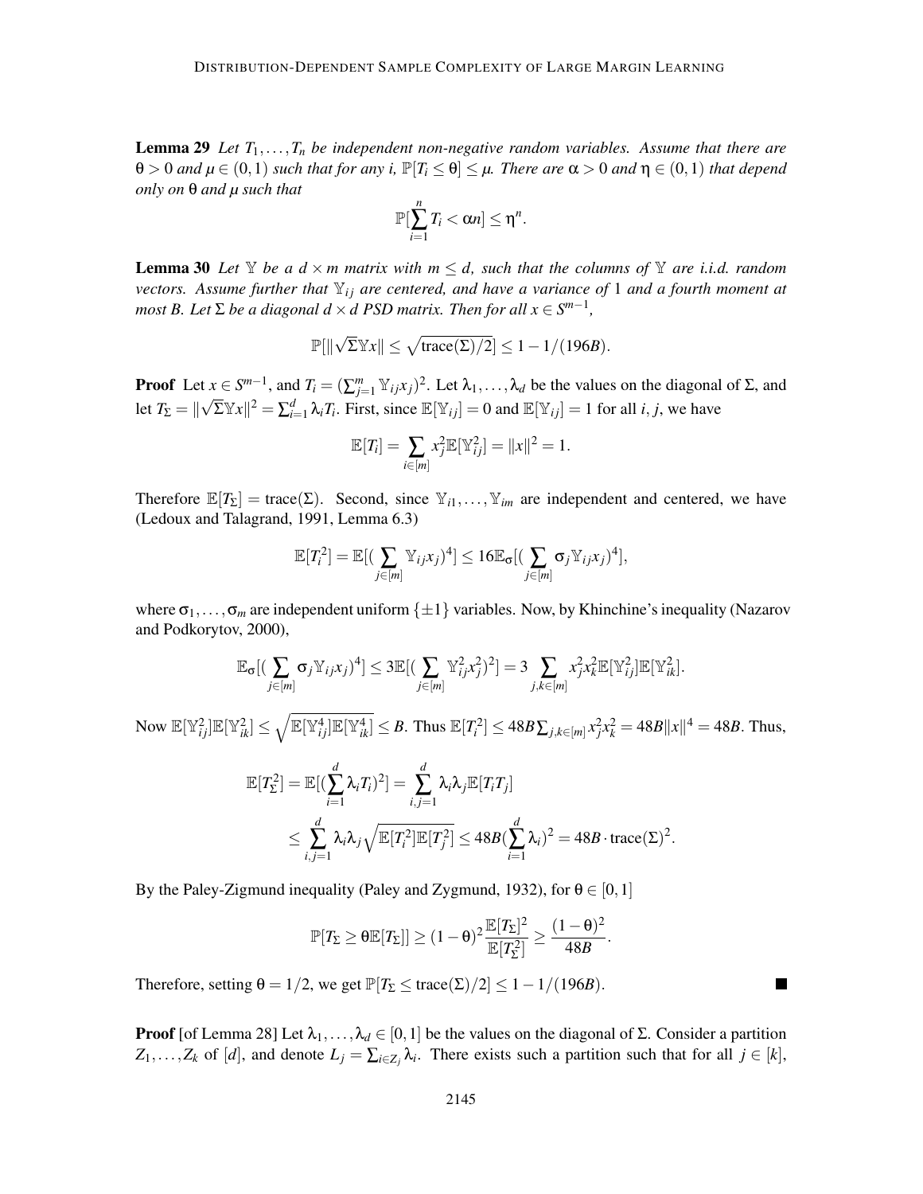**Lemma 29** *Let $T_1, \ldots, T_n$ be independent non-negative random variables. Assume that there are $\theta > 0$ and $\mu \in (0,1)$ such that for any $i$, $\mathbb{P}[T_i \leq \theta] \leq \mu$. There are $\alpha > 0$ and $\eta \in (0,1)$ that depend only on $\theta$ and $\mu$ such that*

$$\mathbb{P}[\sum_{i=1}^{n} T_i < \alpha n] \leq \eta^n.$$

**Lemma 30** *Let $\mathbb{Y}$ be a $d \times m$ matrix with $m \leq d$, such that the columns of $\mathbb{Y}$ are i.i.d. random vectors. Assume further that $\mathbb{Y}_{ij}$ are centered, and have a variance of 1 and a fourth moment at most $B$. Let $\Sigma$ be a diagonal $d \times d$ PSD matrix. Then for all $x \in S^{m-1}$,*

$$\mathbb{P}[\|\sqrt{\Sigma}\mathbb{Y}x\| \leq \sqrt{\mathrm{trace}(\Sigma)/2}] \leq 1 - 1/(196B).$$

**Proof** Let $x \in S^{m-1}$, and $T_i = (\sum_{j=1}^{m} \mathbb{Y}_{ij}x_j)^2$. Let $\lambda_1, \ldots, \lambda_d$ be the values on the diagonal of $\Sigma$, and let $T_\Sigma = \|\sqrt{\Sigma}\mathbb{Y}x\|^2 = \sum_{i=1}^{d} \lambda_i T_i$. First, since $\mathbb{E}[\mathbb{Y}_{ij}] = 0$ and $\mathbb{E}[\mathbb{Y}_{ij}] = 1$ for all $i, j$, we have

$$\mathbb{E}[T_i] = \sum_{i \in [m]} x_j^2 \mathbb{E}[\mathbb{Y}_{ij}^2] = \|x\|^2 = 1.$$

Therefore $\mathbb{E}[T_\Sigma] = \mathrm{trace}(\Sigma)$. Second, since $\mathbb{Y}_{i1}, \ldots, \mathbb{Y}_{im}$ are independent and centered, we have (Ledoux and Talagrand, 1991, Lemma 6.3)

$$\mathbb{E}[T_i^2] = \mathbb{E}[(\sum_{j \in [m]} \mathbb{Y}_{ij}x_j)^4] \leq 16\mathbb{E}_\sigma[(\sum_{j \in [m]} \sigma_j \mathbb{Y}_{ij}x_j)^4],$$

where $\sigma_1, \ldots, \sigma_m$ are independent uniform $\{\pm 1\}$ variables. Now, by Khinchine's inequality (Nazarov and Podkorytov, 2000),

$$\mathbb{E}_\sigma[(\sum_{j \in [m]} \sigma_j \mathbb{Y}_{ij}x_j)^4] \leq 3\mathbb{E}[(\sum_{j \in [m]} \mathbb{Y}_{ij}^2 x_j^2)^2] = 3\sum_{j,k \in [m]} x_j^2 x_k^2 \mathbb{E}[\mathbb{Y}_{ij}^2]\mathbb{E}[\mathbb{Y}_{ik}^2].$$

Now $\mathbb{E}[\mathbb{Y}_{ij}^2]\mathbb{E}[\mathbb{Y}_{ik}^2] \leq \sqrt{\mathbb{E}[\mathbb{Y}_{ij}^4]\mathbb{E}[\mathbb{Y}_{ik}^4]} \leq B$. Thus $\mathbb{E}[T_i^2] \leq 48B\sum_{j,k \in [m]} x_j^2 x_k^2 = 48B\|x\|^4 = 48B$. Thus,

$$\begin{aligned}
\mathbb{E}[T_\Sigma^2] &= \mathbb{E}[(\sum_{i=1}^{d} \lambda_i T_i)^2] = \sum_{i,j=1}^{d} \lambda_i \lambda_j \mathbb{E}[T_i T_j] \\
&\leq \sum_{i,j=1}^{d} \lambda_i \lambda_j \sqrt{\mathbb{E}[T_i^2]\mathbb{E}[T_j^2]} \leq 48B(\sum_{i=1}^{d} \lambda_i)^2 = 48B \cdot \mathrm{trace}(\Sigma)^2.
\end{aligned}$$

By the Paley-Zigmund inequality (Paley and Zygmund, 1932), for $\theta \in [0,1]$

$$\mathbb{P}[T_\Sigma \geq \theta\mathbb{E}[T_\Sigma]] \geq (1-\theta)^2 \frac{\mathbb{E}[T_\Sigma]^2}{\mathbb{E}[T_\Sigma^2]} \geq \frac{(1-\theta)^2}{48B}.$$

Therefore, setting $\theta = 1/2$, we get $\mathbb{P}[T_\Sigma \leq \mathrm{trace}(\Sigma)/2] \leq 1 - 1/(196B)$. ■

**Proof** [of Lemma 28] Let $\lambda_1, \ldots, \lambda_d \in [0,1]$ be the values on the diagonal of $\Sigma$. Consider a partition $Z_1, \ldots, Z_k$ of $[d]$, and denote $L_j = \sum_{i \in Z_j} \lambda_i$. There exists such a partition such that for all $j \in [k]$,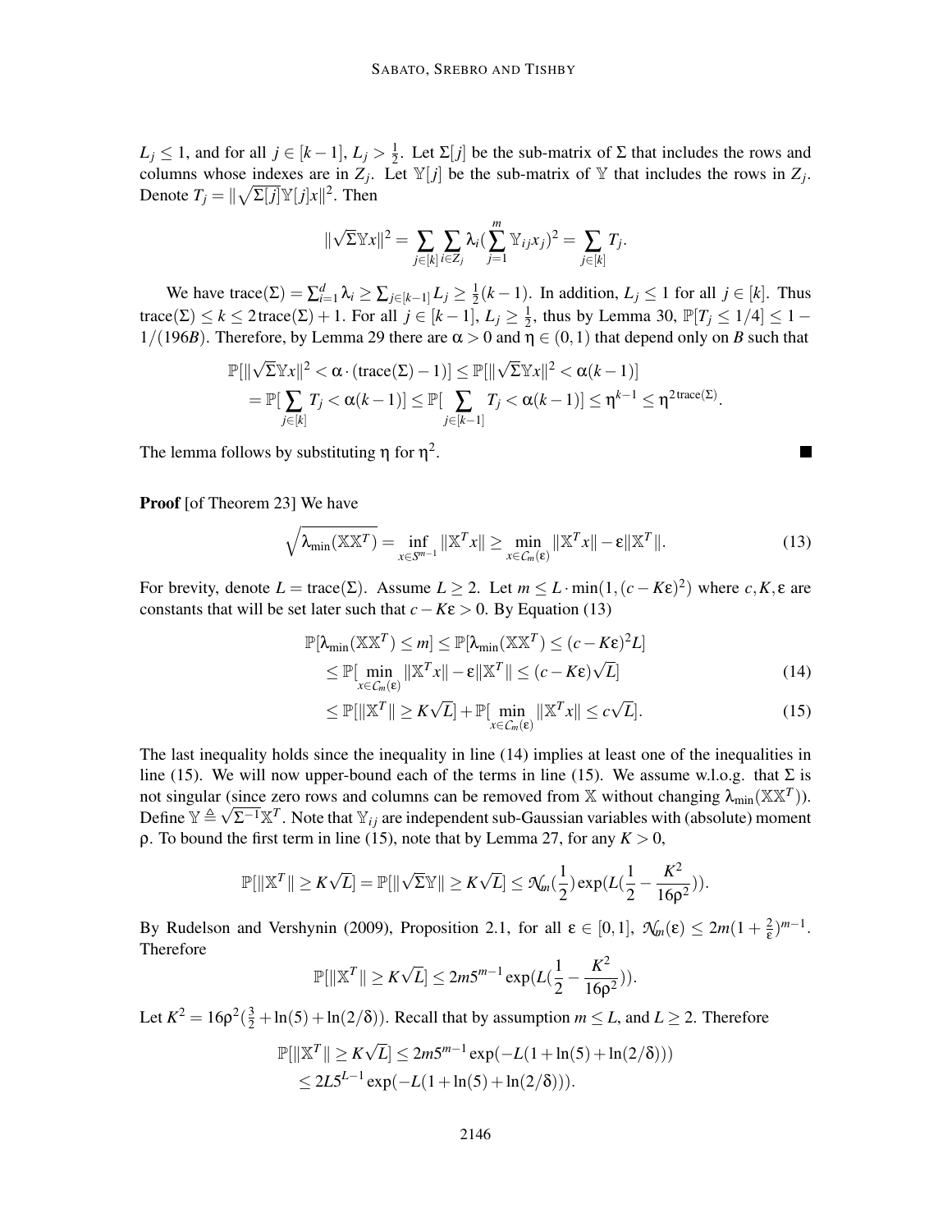$L_j \leq 1$, and for all $j \in [k-1]$, $L_j > \frac{1}{2}$. Let $\Sigma[j]$ be the sub-matrix of $\Sigma$ that includes the rows and columns whose indexes are in $Z_j$. Let $\mathbb{Y}[j]$ be the sub-matrix of $\mathbb{Y}$ that includes the rows in $Z_j$. Denote $T_j = \|\sqrt{\Sigma[j]}\mathbb{Y}[j]x\|^2$. Then

$$\|\sqrt{\Sigma}\mathbb{Y}x\|^2 = \sum_{j\in[k]}\sum_{i\in Z_j}\lambda_i(\sum_{j=1}^{m}\mathbb{Y}_{ij}x_j)^2 = \sum_{j\in[k]}T_j.$$

We have $\mathrm{trace}(\Sigma) = \sum_{i=1}^{d}\lambda_i \geq \sum_{j\in[k-1]}L_j \geq \frac{1}{2}(k-1)$. In addition, $L_j \leq 1$ for all $j \in [k]$. Thus $\mathrm{trace}(\Sigma) \leq k \leq 2\,\mathrm{trace}(\Sigma)+1$. For all $j \in [k-1]$, $L_j \geq \frac{1}{2}$, thus by Lemma 30, $\mathbb{P}[T_j \leq 1/4] \leq 1 - 1/(196B)$. Therefore, by Lemma 29 there are $\alpha > 0$ and $\eta \in (0,1)$ that depend only on $B$ such that

$$\begin{aligned}
\mathbb{P}[\|\sqrt{\Sigma}\mathbb{Y}x\|^2 < \alpha\cdot(\mathrm{trace}(\Sigma)-1)] &\leq \mathbb{P}[\|\sqrt{\Sigma}\mathbb{Y}x\|^2 < \alpha(k-1)] \\
&= \mathbb{P}[\sum_{j\in[k]}T_j < \alpha(k-1)] \leq \mathbb{P}[\sum_{j\in[k-1]}T_j < \alpha(k-1)] \leq \eta^{k-1} \leq \eta^{2\,\mathrm{trace}(\Sigma)}.
\end{aligned}$$

The lemma follows by substituting $\eta$ for $\eta^2$. ■

**Proof** [of Theorem 23] We have

$$\sqrt{\lambda_{\min}(\mathbb{X}\mathbb{X}^T)} = \inf_{x\in S^{m-1}}\|\mathbb{X}^T x\| \geq \min_{x\in C_m(\varepsilon)}\|\mathbb{X}^T x\| - \varepsilon\|\mathbb{X}^T\|. \tag{13}$$

For brevity, denote $L = \mathrm{trace}(\Sigma)$. Assume $L \geq 2$. Let $m \leq L\cdot\min(1,(c-K\varepsilon)^2)$ where $c, K, \varepsilon$ are constants that will be set later such that $c - K\varepsilon > 0$. By Equation (13)

$$\begin{aligned}
\mathbb{P}[\lambda_{\min}(\mathbb{X}\mathbb{X}^T) \leq m] &\leq \mathbb{P}[\lambda_{\min}(\mathbb{X}\mathbb{X}^T) \leq (c-K\varepsilon)^2 L] \\
&\leq \mathbb{P}[\min_{x\in C_m(\varepsilon)}\|\mathbb{X}^T x\| - \varepsilon\|\mathbb{X}^T\| \leq (c-K\varepsilon)\sqrt{L}] \qquad (14)\\
&\leq \mathbb{P}[\|\mathbb{X}^T\| \geq K\sqrt{L}] + \mathbb{P}[\min_{x\in C_m(\varepsilon)}\|\mathbb{X}^T x\| \leq c\sqrt{L}]. \qquad (15)
\end{aligned}$$

The last inequality holds since the inequality in line (14) implies at least one of the inequalities in line (15). We will now upper-bound each of the terms in line (15). We assume w.l.o.g. that $\Sigma$ is not singular (since zero rows and columns can be removed from $\mathbb{X}$ without changing $\lambda_{\min}(\mathbb{X}\mathbb{X}^T)$). Define $\mathbb{Y} \triangleq \sqrt{\Sigma^{-1}}\mathbb{X}^T$. Note that $\mathbb{Y}_{ij}$ are independent sub-Gaussian variables with (absolute) moment $\rho$. To bound the first term in line (15), note that by Lemma 27, for any $K > 0$,

$$\mathbb{P}[\|\mathbb{X}^T\| \geq K\sqrt{L}] = \mathbb{P}[\|\sqrt{\Sigma}\mathbb{Y}\| \geq K\sqrt{L}] \leq \mathcal{N}_m(\frac{1}{2})\exp(L(\frac{1}{2} - \frac{K^2}{16\rho^2})).$$

By Rudelson and Vershynin (2009), Proposition 2.1, for all $\varepsilon \in [0,1]$, $\mathcal{N}_m(\varepsilon) \leq 2m(1+\frac{2}{\varepsilon})^{m-1}$. Therefore

$$\mathbb{P}[\|\mathbb{X}^T\| \geq K\sqrt{L}] \leq 2m5^{m-1}\exp(L(\frac{1}{2} - \frac{K^2}{16\rho^2})).$$

Let $K^2 = 16\rho^2(\frac{3}{2} + \ln(5) + \ln(2/\delta))$. Recall that by assumption $m \leq L$, and $L \geq 2$. Therefore

$$\begin{aligned}
\mathbb{P}[\|\mathbb{X}^T\| \geq K\sqrt{L}] &\leq 2m5^{m-1}\exp(-L(1+\ln(5)+\ln(2/\delta))) \\
&\leq 2L5^{L-1}\exp(-L(1+\ln(5)+\ln(2/\delta))).
\end{aligned}$$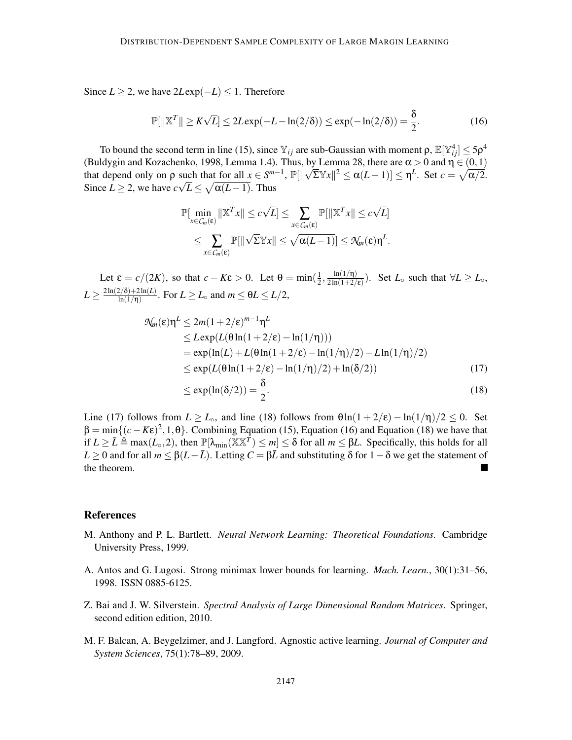Since $L \geq 2$, we have $2L\exp(-L) \leq 1$. Therefore

$$\mathbb{P}[\|\mathbb{X}^T\| \geq K\sqrt{L}] \leq 2L\exp(-L - \ln(2/\delta)) \leq \exp(-\ln(2/\delta)) = \frac{\delta}{2}. \tag{16}$$

To bound the second term in line (15), since $\mathbb{Y}_{ij}$ are sub-Gaussian with moment $\rho$, $\mathbb{E}[\mathbb{Y}_{ij}^4] \leq 5\rho^4$ (Buldygin and Kozachenko, 1998, Lemma 1.4). Thus, by Lemma 28, there are $\alpha > 0$ and $\eta \in (0,1)$ that depend only on $\rho$ such that for all $x \in S^{m-1}$, $\mathbb{P}[\|\sqrt{\Sigma}\mathbb{Y}x\|^2 \leq \alpha(L-1)] \leq \eta^L$. Set $c = \sqrt{\alpha/2}$. Since $L \geq 2$, we have $c\sqrt{L} \leq \sqrt{\alpha(L-1)}$. Thus

$$\begin{aligned}
\mathbb{P}[\min_{x \in \mathcal{C}_m(\epsilon)} \|\mathbb{X}^T x\| \leq c\sqrt{L}] &\leq \sum_{x \in \mathcal{C}_m(\epsilon)} \mathbb{P}[\|\mathbb{X}^T x\| \leq c\sqrt{L}] \\
&\leq \sum_{x \in \mathcal{C}_m(\epsilon)} \mathbb{P}[\|\sqrt{\Sigma}\mathbb{Y}x\| \leq \sqrt{\alpha(L-1)}] \leq \mathcal{N}_m(\epsilon)\eta^L.
\end{aligned}$$

Let $\epsilon = c/(2K)$, so that $c - K\epsilon > 0$. Let $\theta = \min(\frac{1}{2}, \frac{\ln(1/\eta)}{2\ln(1+2/\epsilon)})$. Set $L_\circ$ such that $\forall L \geq L_\circ$, $L \geq \frac{2\ln(2/\delta) + 2\ln(L)}{\ln(1/\eta)}$. For $L \geq L_\circ$ and $m \leq \theta L \leq L/2$,

$$\begin{aligned}
\mathcal{N}_m(\epsilon)\eta^L &\leq 2m(1+2/\epsilon)^{m-1}\eta^L \\
&\leq L\exp(L(\theta\ln(1+2/\epsilon) - \ln(1/\eta))) \\
&= \exp(\ln(L) + L(\theta\ln(1+2/\epsilon) - \ln(1/\eta)/2) - L\ln(1/\eta)/2) \\
&\leq \exp(L(\theta\ln(1+2/\epsilon) - \ln(1/\eta)/2) + \ln(\delta/2)) \qquad (17) \\
&\leq \exp(\ln(\delta/2)) = \frac{\delta}{2}. \qquad (18)
\end{aligned}$$

Line (17) follows from $L \geq L_\circ$, and line (18) follows from $\theta\ln(1+2/\epsilon) - \ln(1/\eta)/2 \leq 0$. Set $\beta = \min\{(c-K\epsilon)^2, 1, \theta\}$. Combining Equation (15), Equation (16) and Equation (18) we have that if $L \geq \bar{L} \triangleq \max(L_\circ, 2)$, then $\mathbb{P}[\lambda_{\min}(\mathbb{X}\mathbb{X}^T) \leq m] \leq \delta$ for all $m \leq \beta L$. Specifically, this holds for all $L \geq 0$ and for all $m \leq \beta(L - \bar{L})$. Letting $C = \beta\bar{L}$ and substituting $\delta$ for $1-\delta$ we get the statement of the theorem. ■

## References

M. Anthony and P. L. Bartlett. *Neural Network Learning: Theoretical Foundations*. Cambridge University Press, 1999.

A. Antos and G. Lugosi. Strong minimax lower bounds for learning. *Mach. Learn.*, 30(1):31–56, 1998. ISSN 0885-6125.

Z. Bai and J. W. Silverstein. *Spectral Analysis of Large Dimensional Random Matrices*. Springer, second edition edition, 2010.

M. F. Balcan, A. Beygelzimer, and J. Langford. Agnostic active learning. *Journal of Computer and System Sciences*, 75(1):78–89, 2009.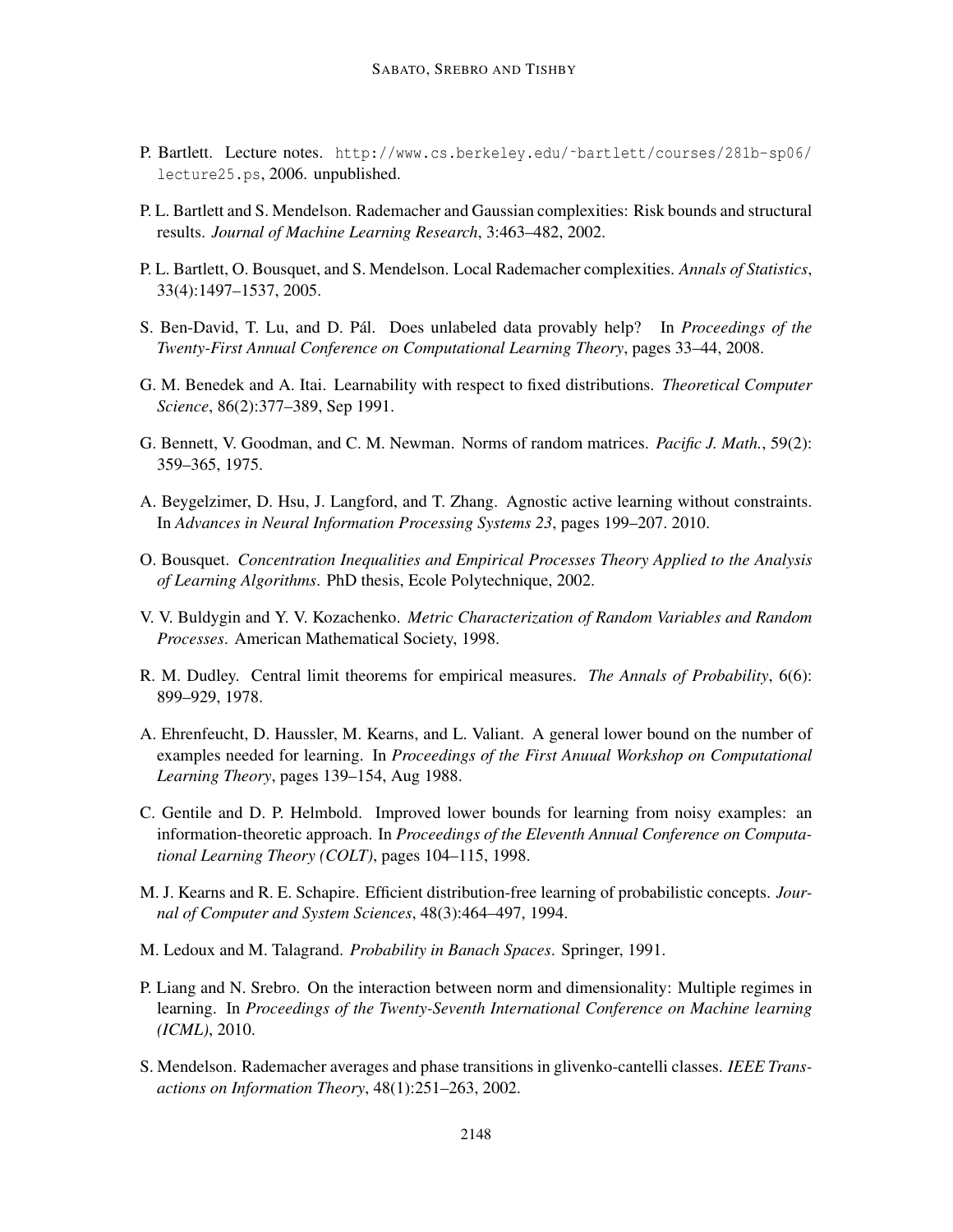P. Bartlett. Lecture notes. http://www.cs.berkeley.edu/~bartlett/courses/281b-sp06/lecture25.ps, 2006. unpublished.

P. L. Bartlett and S. Mendelson. Rademacher and Gaussian complexities: Risk bounds and structural results. *Journal of Machine Learning Research*, 3:463–482, 2002.

P. L. Bartlett, O. Bousquet, and S. Mendelson. Local Rademacher complexities. *Annals of Statistics*, 33(4):1497–1537, 2005.

S. Ben-David, T. Lu, and D. Pál. Does unlabeled data provably help? In *Proceedings of the Twenty-First Annual Conference on Computational Learning Theory*, pages 33–44, 2008.

G. M. Benedek and A. Itai. Learnability with respect to fixed distributions. *Theoretical Computer Science*, 86(2):377–389, Sep 1991.

G. Bennett, V. Goodman, and C. M. Newman. Norms of random matrices. *Pacific J. Math.*, 59(2): 359–365, 1975.

A. Beygelzimer, D. Hsu, J. Langford, and T. Zhang. Agnostic active learning without constraints. In *Advances in Neural Information Processing Systems 23*, pages 199–207. 2010.

O. Bousquet. *Concentration Inequalities and Empirical Processes Theory Applied to the Analysis of Learning Algorithms*. PhD thesis, Ecole Polytechnique, 2002.

V. V. Buldygin and Y. V. Kozachenko. *Metric Characterization of Random Variables and Random Processes*. American Mathematical Society, 1998.

R. M. Dudley. Central limit theorems for empirical measures. *The Annals of Probability*, 6(6): 899–929, 1978.

A. Ehrenfeucht, D. Haussler, M. Kearns, and L. Valiant. A general lower bound on the number of examples needed for learning. In *Proceedings of the First Anuual Workshop on Computational Learning Theory*, pages 139–154, Aug 1988.

C. Gentile and D. P. Helmbold. Improved lower bounds for learning from noisy examples: an information-theoretic approach. In *Proceedings of the Eleventh Annual Conference on Computational Learning Theory (COLT)*, pages 104–115, 1998.

M. J. Kearns and R. E. Schapire. Efficient distribution-free learning of probabilistic concepts. *Journal of Computer and System Sciences*, 48(3):464–497, 1994.

M. Ledoux and M. Talagrand. *Probability in Banach Spaces*. Springer, 1991.

P. Liang and N. Srebro. On the interaction between norm and dimensionality: Multiple regimes in learning. In *Proceedings of the Twenty-Seventh International Conference on Machine learning (ICML)*, 2010.

S. Mendelson. Rademacher averages and phase transitions in glivenko-cantelli classes. *IEEE Transactions on Information Theory*, 48(1):251–263, 2002.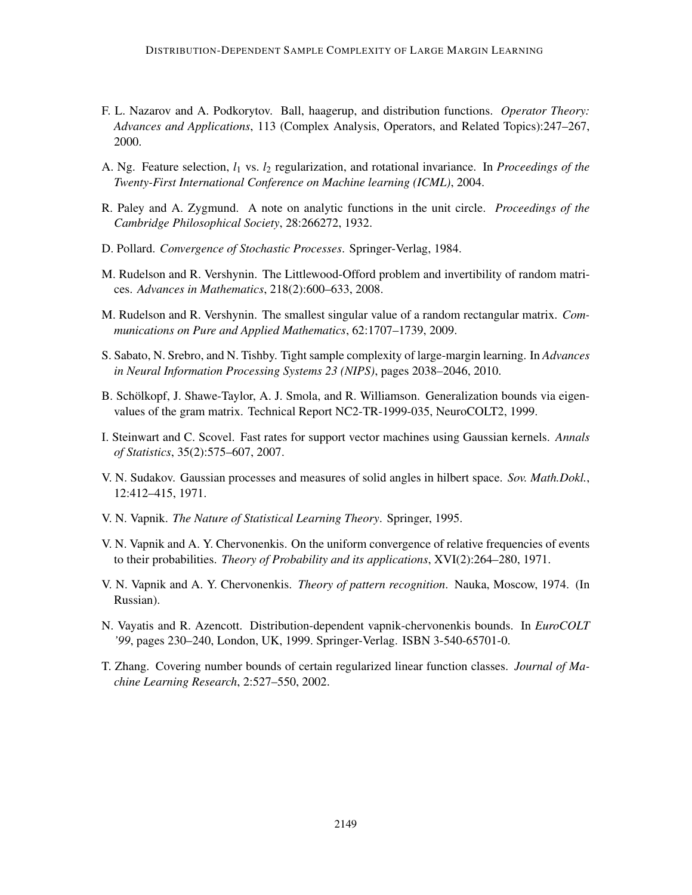F. L. Nazarov and A. Podkorytov. Ball, haagerup, and distribution functions. *Operator Theory: Advances and Applications*, 113 (Complex Analysis, Operators, and Related Topics):247–267, 2000.

A. Ng. Feature selection, $l_1$ vs. $l_2$ regularization, and rotational invariance. In *Proceedings of the Twenty-First International Conference on Machine learning (ICML)*, 2004.

R. Paley and A. Zygmund. A note on analytic functions in the unit circle. *Proceedings of the Cambridge Philosophical Society*, 28:266272, 1932.

D. Pollard. *Convergence of Stochastic Processes*. Springer-Verlag, 1984.

M. Rudelson and R. Vershynin. The Littlewood-Offord problem and invertibility of random matrices. *Advances in Mathematics*, 218(2):600–633, 2008.

M. Rudelson and R. Vershynin. The smallest singular value of a random rectangular matrix. *Communications on Pure and Applied Mathematics*, 62:1707–1739, 2009.

S. Sabato, N. Srebro, and N. Tishby. Tight sample complexity of large-margin learning. In *Advances in Neural Information Processing Systems 23 (NIPS)*, pages 2038–2046, 2010.

B. Schölkopf, J. Shawe-Taylor, A. J. Smola, and R. Williamson. Generalization bounds via eigenvalues of the gram matrix. Technical Report NC2-TR-1999-035, NeuroCOLT2, 1999.

I. Steinwart and C. Scovel. Fast rates for support vector machines using Gaussian kernels. *Annals of Statistics*, 35(2):575–607, 2007.

V. N. Sudakov. Gaussian processes and measures of solid angles in hilbert space. *Sov. Math.Dokl.*, 12:412–415, 1971.

V. N. Vapnik. *The Nature of Statistical Learning Theory*. Springer, 1995.

V. N. Vapnik and A. Y. Chervonenkis. On the uniform convergence of relative frequencies of events to their probabilities. *Theory of Probability and its applications*, XVI(2):264–280, 1971.

V. N. Vapnik and A. Y. Chervonenkis. *Theory of pattern recognition*. Nauka, Moscow, 1974. (In Russian).

N. Vayatis and R. Azencott. Distribution-dependent vapnik-chervonenkis bounds. In *EuroCOLT '99*, pages 230–240, London, UK, 1999. Springer-Verlag. ISBN 3-540-65701-0.

T. Zhang. Covering number bounds of certain regularized linear function classes. *Journal of Machine Learning Research*, 2:527–550, 2002.